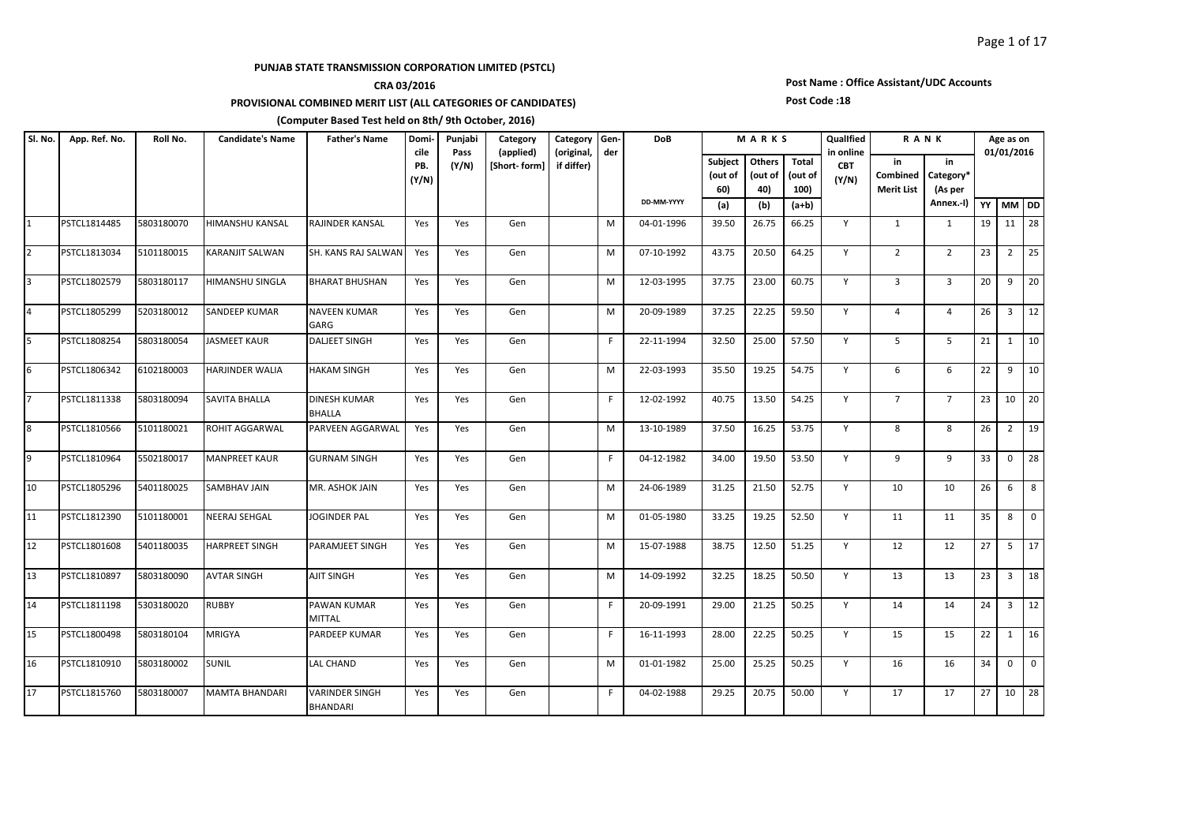**PUNJAB STATE TRANSMISSION CORPORATION LIMITED (PSTCL)**

**CRA 03/2016**

**PROVISIONAL COMBINED MERIT LIST (ALL CATEGORIES OF CANDIDATES)**

**(Computer Based Test held on 8th/ 9th October, 2016)**

**Post Name : Office Assistant/UDC Accounts**

**Post Code :18**

| Sl. No. | App. Ref. No. | Roll No. | Candidate's Name | Father's Name | Domicile PB. (Y/N) | Punjabi Pass (Y/N) | Category (applied) [Short- form] | Category (original, if differ) | Gender | DoB | MARKS | | | Qualified in online CBT (Y/N) | RANK | | Age as on 01/01/2016 | | |
|---|---|---|---|---|---|---|---|---|---|---|---|---|---|---|---|---|---|---|---|
| | | | | | | | | | | DD-MM-YYYY | Subject (out of 60) (a) | Others (out of 40) (b) | Total (out of 100) (a+b) | | in Combined Merit List | in Category* (As per Annex.-I) | YY | MM | DD |
| 1 | PSTCL1814485 | 5803180070 | HIMANSHU KANSAL | RAJINDER KANSAL | Yes | Yes | Gen | | M | 04-01-1996 | 39.50 | 26.75 | 66.25 | Y | 1 | 1 | 19 | 11 | 28 |
| 2 | PSTCL1813034 | 5101180015 | KARANJIT SALWAN | SH. KANS RAJ SALWAN | Yes | Yes | Gen | | M | 07-10-1992 | 43.75 | 20.50 | 64.25 | Y | 2 | 2 | 23 | 2 | 25 |
| 3 | PSTCL1802579 | 5803180117 | HIMANSHU SINGLA | BHARAT BHUSHAN | Yes | Yes | Gen | | M | 12-03-1995 | 37.75 | 23.00 | 60.75 | Y | 3 | 3 | 20 | 9 | 20 |
| 4 | PSTCL1805299 | 5203180012 | SANDEEP KUMAR | NAVEEN KUMAR GARG | Yes | Yes | Gen | | M | 20-09-1989 | 37.25 | 22.25 | 59.50 | Y | 4 | 4 | 26 | 3 | 12 |
| 5 | PSTCL1808254 | 5803180054 | JASMEET KAUR | DALJEET SINGH | Yes | Yes | Gen | | F | 22-11-1994 | 32.50 | 25.00 | 57.50 | Y | 5 | 5 | 21 | 1 | 10 |
| 6 | PSTCL1806342 | 6102180003 | HARJINDER WALIA | HAKAM SINGH | Yes | Yes | Gen | | M | 22-03-1993 | 35.50 | 19.25 | 54.75 | Y | 6 | 6 | 22 | 9 | 10 |
| 7 | PSTCL1811338 | 5803180094 | SAVITA BHALLA | DINESH KUMAR BHALLA | Yes | Yes | Gen | | F | 12-02-1992 | 40.75 | 13.50 | 54.25 | Y | 7 | 7 | 23 | 10 | 20 |
| 8 | PSTCL1810566 | 5101180021 | ROHIT AGGARWAL | PARVEEN AGGARWAL | Yes | Yes | Gen | | M | 13-10-1989 | 37.50 | 16.25 | 53.75 | Y | 8 | 8 | 26 | 2 | 19 |
| 9 | PSTCL1810964 | 5502180017 | MANPREET KAUR | GURNAM SINGH | Yes | Yes | Gen | | F | 04-12-1982 | 34.00 | 19.50 | 53.50 | Y | 9 | 9 | 33 | 0 | 28 |
| 10 | PSTCL1805296 | 5401180025 | SAMBHAV JAIN | MR. ASHOK JAIN | Yes | Yes | Gen | | M | 24-06-1989 | 31.25 | 21.50 | 52.75 | Y | 10 | 10 | 26 | 6 | 8 |
| 11 | PSTCL1812390 | 5101180001 | NEERAJ SEHGAL | JOGINDER PAL | Yes | Yes | Gen | | M | 01-05-1980 | 33.25 | 19.25 | 52.50 | Y | 11 | 11 | 35 | 8 | 0 |
| 12 | PSTCL1801608 | 5401180035 | HARPREET SINGH | PARAMJEET SINGH | Yes | Yes | Gen | | M | 15-07-1988 | 38.75 | 12.50 | 51.25 | Y | 12 | 12 | 27 | 5 | 17 |
| 13 | PSTCL1810897 | 5803180090 | AVTAR SINGH | AJIT SINGH | Yes | Yes | Gen | | M | 14-09-1992 | 32.25 | 18.25 | 50.50 | Y | 13 | 13 | 23 | 3 | 18 |
| 14 | PSTCL1811198 | 5303180020 | RUBBY | PAWAN KUMAR MITTAL | Yes | Yes | Gen | | F | 20-09-1991 | 29.00 | 21.25 | 50.25 | Y | 14 | 14 | 24 | 3 | 12 |
| 15 | PSTCL1800498 | 5803180104 | MRIGYA | PARDEEP KUMAR | Yes | Yes | Gen | | F | 16-11-1993 | 28.00 | 22.25 | 50.25 | Y | 15 | 15 | 22 | 1 | 16 |
| 16 | PSTCL1810910 | 5803180002 | SUNIL | LAL CHAND | Yes | Yes | Gen | | M | 01-01-1982 | 25.00 | 25.25 | 50.25 | Y | 16 | 16 | 34 | 0 | 0 |
| 17 | PSTCL1815760 | 5803180007 | MAMTA BHANDARI | VARINDER SINGH BHANDARI | Yes | Yes | Gen | | F | 04-02-1988 | 29.25 | 20.75 | 50.00 | Y | 17 | 17 | 27 | 10 | 28 |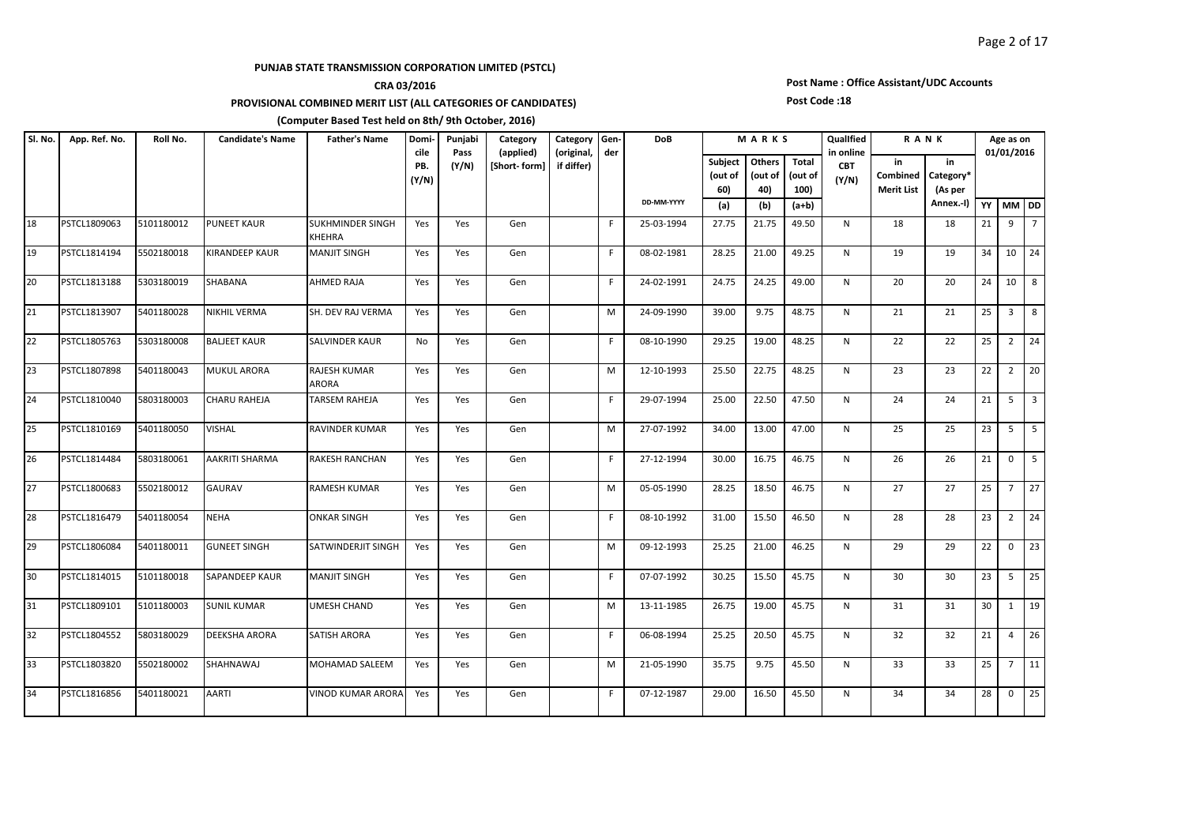**PUNJAB STATE TRANSMISSION CORPORATION LIMITED (PSTCL)**

**CRA 03/2016**

**PROVISIONAL COMBINED MERIT LIST (ALL CATEGORIES OF CANDIDATES)**

**(Computer Based Test held on 8th/ 9th October, 2016)**

**Post Name : Office Assistant/UDC Accounts**

**Post Code :18**

| Sl. No. | App. Ref. No. | Roll No. | Candidate's Name | Father's Name | Domicile PB. (Y/N) | Punjabi Pass (Y/N) | Category (applied) [Short- form] | Category (original, if differ) | Gender | DoB | MARKS | | | Qualified in online CBT (Y/N) | RANK | | Age as on 01/01/2016 | | |
|---|---|---|---|---|---|---|---|---|---|---|---|---|---|---|---|---|---|---|---|
| | | | | | | | | | | DD-MM-YYYY | Subject (out of 60) (a) | Others (out of 40) (b) | Total (out of 100) (a+b) | | in Combined Merit List | in Category* (As per Annex.-I) | YY | MM | DD |
| 18 | PSTCL1809063 | 5101180012 | PUNEET KAUR | SUKHMINDER SINGH KHEHRA | Yes | Yes | Gen | | F | 25-03-1994 | 27.75 | 21.75 | 49.50 | N | 18 | 18 | 21 | 9 | 7 |
| 19 | PSTCL1814194 | 5502180018 | KIRANDEEP KAUR | MANJIT SINGH | Yes | Yes | Gen | | F | 08-02-1981 | 28.25 | 21.00 | 49.25 | N | 19 | 19 | 34 | 10 | 24 |
| 20 | PSTCL1813188 | 5303180019 | SHABANA | AHMED RAJA | Yes | Yes | Gen | | F | 24-02-1991 | 24.75 | 24.25 | 49.00 | N | 20 | 20 | 24 | 10 | 8 |
| 21 | PSTCL1813907 | 5401180028 | NIKHIL VERMA | SH. DEV RAJ VERMA | Yes | Yes | Gen | | M | 24-09-1990 | 39.00 | 9.75 | 48.75 | N | 21 | 21 | 25 | 3 | 8 |
| 22 | PSTCL1805763 | 5303180008 | BALJEET KAUR | SALVINDER KAUR | No | Yes | Gen | | F | 08-10-1990 | 29.25 | 19.00 | 48.25 | N | 22 | 22 | 25 | 2 | 24 |
| 23 | PSTCL1807898 | 5401180043 | MUKUL ARORA | RAJESH KUMAR ARORA | Yes | Yes | Gen | | M | 12-10-1993 | 25.50 | 22.75 | 48.25 | N | 23 | 23 | 22 | 2 | 20 |
| 24 | PSTCL1810040 | 5803180003 | CHARU RAHEJA | TARSEM RAHEJA | Yes | Yes | Gen | | F | 29-07-1994 | 25.00 | 22.50 | 47.50 | N | 24 | 24 | 21 | 5 | 3 |
| 25 | PSTCL1810169 | 5401180050 | VISHAL | RAVINDER KUMAR | Yes | Yes | Gen | | M | 27-07-1992 | 34.00 | 13.00 | 47.00 | N | 25 | 25 | 23 | 5 | 5 |
| 26 | PSTCL1814484 | 5803180061 | AAKRITI SHARMA | RAKESH RANCHAN | Yes | Yes | Gen | | F | 27-12-1994 | 30.00 | 16.75 | 46.75 | N | 26 | 26 | 21 | 0 | 5 |
| 27 | PSTCL1800683 | 5502180012 | GAURAV | RAMESH KUMAR | Yes | Yes | Gen | | M | 05-05-1990 | 28.25 | 18.50 | 46.75 | N | 27 | 27 | 25 | 7 | 27 |
| 28 | PSTCL1816479 | 5401180054 | NEHA | ONKAR SINGH | Yes | Yes | Gen | | F | 08-10-1992 | 31.00 | 15.50 | 46.50 | N | 28 | 28 | 23 | 2 | 24 |
| 29 | PSTCL1806084 | 5401180011 | GUNEET SINGH | SATWINDERJIT SINGH | Yes | Yes | Gen | | M | 09-12-1993 | 25.25 | 21.00 | 46.25 | N | 29 | 29 | 22 | 0 | 23 |
| 30 | PSTCL1814015 | 5101180018 | SAPANDEEP KAUR | MANJIT SINGH | Yes | Yes | Gen | | F | 07-07-1992 | 30.25 | 15.50 | 45.75 | N | 30 | 30 | 23 | 5 | 25 |
| 31 | PSTCL1809101 | 5101180003 | SUNIL KUMAR | UMESH CHAND | Yes | Yes | Gen | | M | 13-11-1985 | 26.75 | 19.00 | 45.75 | N | 31 | 31 | 30 | 1 | 19 |
| 32 | PSTCL1804552 | 5803180029 | DEEKSHA ARORA | SATISH ARORA | Yes | Yes | Gen | | F | 06-08-1994 | 25.25 | 20.50 | 45.75 | N | 32 | 32 | 21 | 4 | 26 |
| 33 | PSTCL1803820 | 5502180002 | SHAHNAWAJ | MOHAMAD SALEEM | Yes | Yes | Gen | | M | 21-05-1990 | 35.75 | 9.75 | 45.50 | N | 33 | 33 | 25 | 7 | 11 |
| 34 | PSTCL1816856 | 5401180021 | AARTI | VINOD KUMAR ARORA | Yes | Yes | Gen | | F | 07-12-1987 | 29.00 | 16.50 | 45.50 | N | 34 | 34 | 28 | 0 | 25 |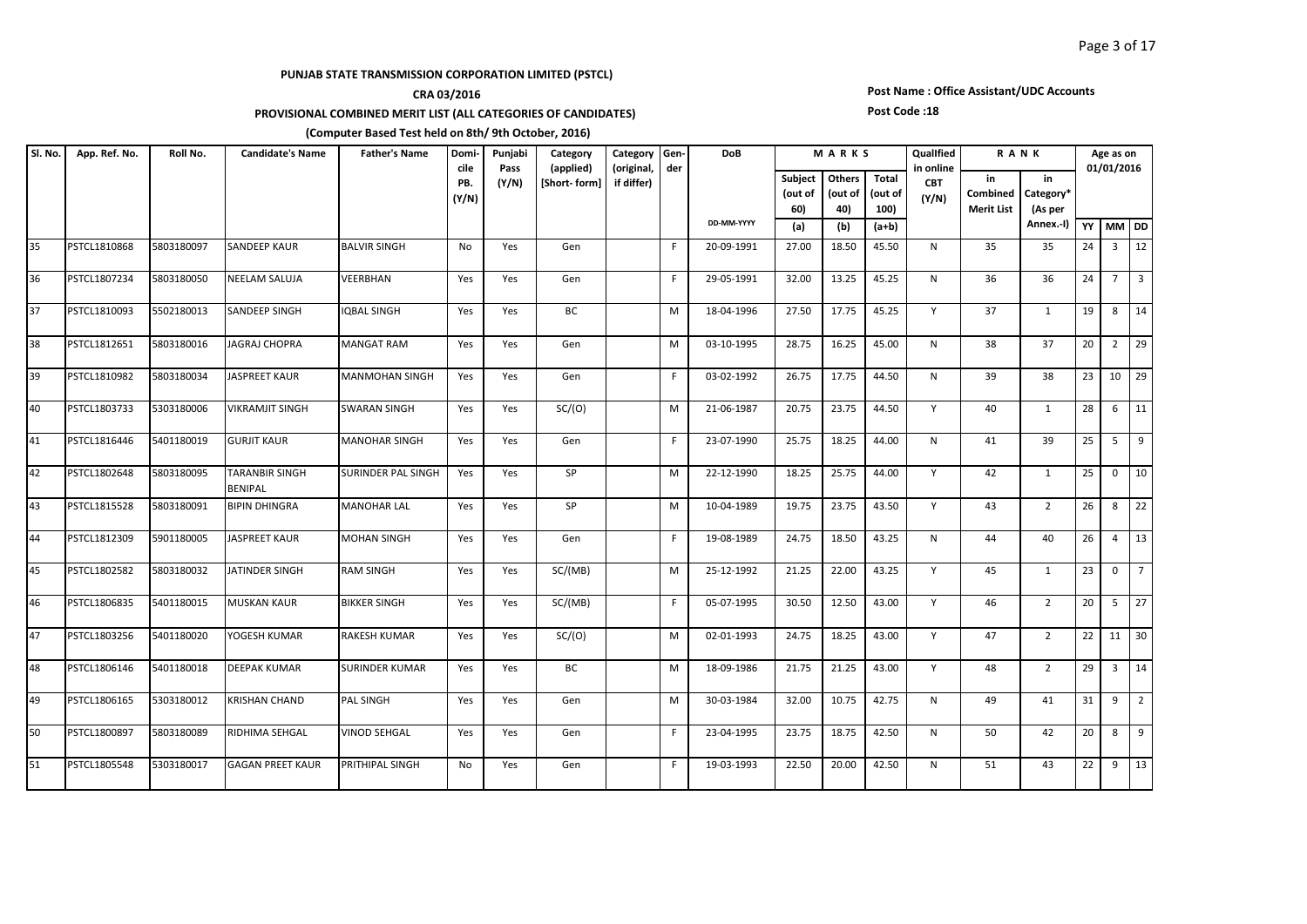**PUNJAB STATE TRANSMISSION CORPORATION LIMITED (PSTCL)**

**CRA 03/2016**

**PROVISIONAL COMBINED MERIT LIST (ALL CATEGORIES OF CANDIDATES)**

**(Computer Based Test held on 8th/ 9th October, 2016)**

**Post Name : Office Assistant/UDC Accounts**

**Post Code :18**

| Sl. No. | App. Ref. No. | Roll No. | Candidate's Name | Father's Name | Domicile PB. (Y/N) | Punjabi Pass (Y/N) | Category (applied) [Short- form] | Category (original, if differ) | Gender | DoB | MARKS | | | Qualified in online CBT (Y/N) | RANK | | Age as on 01/01/2016 | | |
|---|---|---|---|---|---|---|---|---|---|---|---|---|---|---|---|---|---|---|---|
| | | | | | | | | | | | Subject (out of 60) | Others (out of 40) | Total (out of 100) | | in Combined Merit List | in Category* (As per Annex.-I) | | | |
| | | | | | | | | | | DD-MM-YYYY | (a) | (b) | (a+b) | | | | YY | MM | DD |
| 35 | PSTCL1810868 | 5803180097 | SANDEEP KAUR | BALVIR SINGH | No | Yes | Gen | | F | 20-09-1991 | 27.00 | 18.50 | 45.50 | N | 35 | 35 | 24 | 3 | 12 |
| 36 | PSTCL1807234 | 5803180050 | NEELAM SALUJA | VEERBHAN | Yes | Yes | Gen | | F | 29-05-1991 | 32.00 | 13.25 | 45.25 | N | 36 | 36 | 24 | 7 | 3 |
| 37 | PSTCL1810093 | 5502180013 | SANDEEP SINGH | IQBAL SINGH | Yes | Yes | BC | | M | 18-04-1996 | 27.50 | 17.75 | 45.25 | Y | 37 | 1 | 19 | 8 | 14 |
| 38 | PSTCL1812651 | 5803180016 | JAGRAJ CHOPRA | MANGAT RAM | Yes | Yes | Gen | | M | 03-10-1995 | 28.75 | 16.25 | 45.00 | N | 38 | 37 | 20 | 2 | 29 |
| 39 | PSTCL1810982 | 5803180034 | JASPREET KAUR | MANMOHAN SINGH | Yes | Yes | Gen | | F | 03-02-1992 | 26.75 | 17.75 | 44.50 | N | 39 | 38 | 23 | 10 | 29 |
| 40 | PSTCL1803733 | 5303180006 | VIKRAMJIT SINGH | SWARAN SINGH | Yes | Yes | SC/(O) | | M | 21-06-1987 | 20.75 | 23.75 | 44.50 | Y | 40 | 1 | 28 | 6 | 11 |
| 41 | PSTCL1816446 | 5401180019 | GURJIT KAUR | MANOHAR SINGH | Yes | Yes | Gen | | F | 23-07-1990 | 25.75 | 18.25 | 44.00 | N | 41 | 39 | 25 | 5 | 9 |
| 42 | PSTCL1802648 | 5803180095 | TARANBIR SINGH BENIPAL | SURINDER PAL SINGH | Yes | Yes | SP | | M | 22-12-1990 | 18.25 | 25.75 | 44.00 | Y | 42 | 1 | 25 | 0 | 10 |
| 43 | PSTCL1815528 | 5803180091 | BIPIN DHINGRA | MANOHAR LAL | Yes | Yes | SP | | M | 10-04-1989 | 19.75 | 23.75 | 43.50 | Y | 43 | 2 | 26 | 8 | 22 |
| 44 | PSTCL1812309 | 5901180005 | JASPREET KAUR | MOHAN SINGH | Yes | Yes | Gen | | F | 19-08-1989 | 24.75 | 18.50 | 43.25 | N | 44 | 40 | 26 | 4 | 13 |
| 45 | PSTCL1802582 | 5803180032 | JATINDER SINGH | RAM SINGH | Yes | Yes | SC/(MB) | | M | 25-12-1992 | 21.25 | 22.00 | 43.25 | Y | 45 | 1 | 23 | 0 | 7 |
| 46 | PSTCL1806835 | 5401180015 | MUSKAN KAUR | BIKKER SINGH | Yes | Yes | SC/(MB) | | F | 05-07-1995 | 30.50 | 12.50 | 43.00 | Y | 46 | 2 | 20 | 5 | 27 |
| 47 | PSTCL1803256 | 5401180020 | YOGESH KUMAR | RAKESH KUMAR | Yes | Yes | SC/(O) | | M | 02-01-1993 | 24.75 | 18.25 | 43.00 | Y | 47 | 2 | 22 | 11 | 30 |
| 48 | PSTCL1806146 | 5401180018 | DEEPAK KUMAR | SURINDER KUMAR | Yes | Yes | BC | | M | 18-09-1986 | 21.75 | 21.25 | 43.00 | Y | 48 | 2 | 29 | 3 | 14 |
| 49 | PSTCL1806165 | 5303180012 | KRISHAN CHAND | PAL SINGH | Yes | Yes | Gen | | M | 30-03-1984 | 32.00 | 10.75 | 42.75 | N | 49 | 41 | 31 | 9 | 2 |
| 50 | PSTCL1800897 | 5803180089 | RIDHIMA SEHGAL | VINOD SEHGAL | Yes | Yes | Gen | | F | 23-04-1995 | 23.75 | 18.75 | 42.50 | N | 50 | 42 | 20 | 8 | 9 |
| 51 | PSTCL1805548 | 5303180017 | GAGAN PREET KAUR | PRITHIPAL SINGH | No | Yes | Gen | | F | 19-03-1993 | 22.50 | 20.00 | 42.50 | N | 51 | 43 | 22 | 9 | 13 |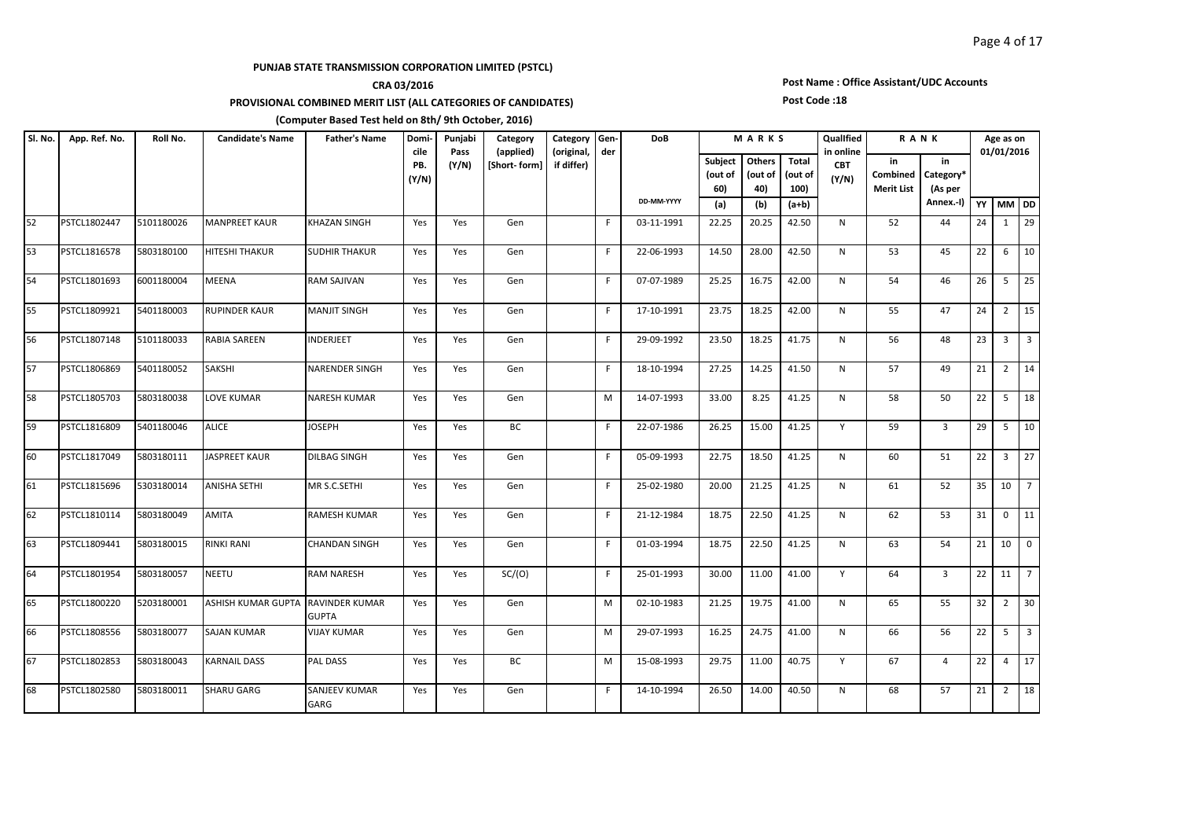**PUNJAB STATE TRANSMISSION CORPORATION LIMITED (PSTCL)**

**CRA 03/2016**

**PROVISIONAL COMBINED MERIT LIST (ALL CATEGORIES OF CANDIDATES)**

**(Computer Based Test held on 8th/ 9th October, 2016)**

**Post Name : Office Assistant/UDC Accounts**

**Post Code :18**

| Sl. No. | App. Ref. No. | Roll No. | Candidate's Name | Father's Name | Domicile PB. (Y/N) | Punjabi Pass (Y/N) | Category (applied) [Short- form] | Category (original, if differ) | Gender | DoB | MARKS | | | Qualified in online CBT (Y/N) | RANK | | Age as on 01/01/2016 | | |
|---|---|---|---|---|---|---|---|---|---|---|---|---|---|---|---|---|---|---|---|
| | | | | | | | | | | DD-MM-YYYY | Subject (out of 60) (a) | Others (out of 40) (b) | Total (out of 100) (a+b) | | in Combined Merit List | in Category* (As per Annex.-I) | YY | MM | DD |
| 52 | PSTCL1802447 | 5101180026 | MANPREET KAUR | KHAZAN SINGH | Yes | Yes | Gen | | F | 03-11-1991 | 22.25 | 20.25 | 42.50 | N | 52 | 44 | 24 | 1 | 29 |
| 53 | PSTCL1816578 | 5803180100 | HITESHI THAKUR | SUDHIR THAKUR | Yes | Yes | Gen | | F | 22-06-1993 | 14.50 | 28.00 | 42.50 | N | 53 | 45 | 22 | 6 | 10 |
| 54 | PSTCL1801693 | 6001180004 | MEENA | RAM SAJIVAN | Yes | Yes | Gen | | F | 07-07-1989 | 25.25 | 16.75 | 42.00 | N | 54 | 46 | 26 | 5 | 25 |
| 55 | PSTCL1809921 | 5401180003 | RUPINDER KAUR | MANJIT SINGH | Yes | Yes | Gen | | F | 17-10-1991 | 23.75 | 18.25 | 42.00 | N | 55 | 47 | 24 | 2 | 15 |
| 56 | PSTCL1807148 | 5101180033 | RABIA SAREEN | INDERJEET | Yes | Yes | Gen | | F | 29-09-1992 | 23.50 | 18.25 | 41.75 | N | 56 | 48 | 23 | 3 | 3 |
| 57 | PSTCL1806869 | 5401180052 | SAKSHI | NARENDER SINGH | Yes | Yes | Gen | | F | 18-10-1994 | 27.25 | 14.25 | 41.50 | N | 57 | 49 | 21 | 2 | 14 |
| 58 | PSTCL1805703 | 5803180038 | LOVE KUMAR | NARESH KUMAR | Yes | Yes | Gen | | M | 14-07-1993 | 33.00 | 8.25 | 41.25 | N | 58 | 50 | 22 | 5 | 18 |
| 59 | PSTCL1816809 | 5401180046 | ALICE | JOSEPH | Yes | Yes | BC | | F | 22-07-1986 | 26.25 | 15.00 | 41.25 | Y | 59 | 3 | 29 | 5 | 10 |
| 60 | PSTCL1817049 | 5803180111 | JASPREET KAUR | DILBAG SINGH | Yes | Yes | Gen | | F | 05-09-1993 | 22.75 | 18.50 | 41.25 | N | 60 | 51 | 22 | 3 | 27 |
| 61 | PSTCL1815696 | 5303180014 | ANISHA SETHI | MR S.C.SETHI | Yes | Yes | Gen | | F | 25-02-1980 | 20.00 | 21.25 | 41.25 | N | 61 | 52 | 35 | 10 | 7 |
| 62 | PSTCL1810114 | 5803180049 | AMITA | RAMESH KUMAR | Yes | Yes | Gen | | F | 21-12-1984 | 18.75 | 22.50 | 41.25 | N | 62 | 53 | 31 | 0 | 11 |
| 63 | PSTCL1809441 | 5803180015 | RINKI RANI | CHANDAN SINGH | Yes | Yes | Gen | | F | 01-03-1994 | 18.75 | 22.50 | 41.25 | N | 63 | 54 | 21 | 10 | 0 |
| 64 | PSTCL1801954 | 5803180057 | NEETU | RAM NARESH | Yes | Yes | SC/(O) | | F | 25-01-1993 | 30.00 | 11.00 | 41.00 | Y | 64 | 3 | 22 | 11 | 7 |
| 65 | PSTCL1800220 | 5203180001 | ASHISH KUMAR GUPTA | RAVINDER KUMAR GUPTA | Yes | Yes | Gen | | M | 02-10-1983 | 21.25 | 19.75 | 41.00 | N | 65 | 55 | 32 | 2 | 30 |
| 66 | PSTCL1808556 | 5803180077 | SAJAN KUMAR | VIJAY KUMAR | Yes | Yes | Gen | | M | 29-07-1993 | 16.25 | 24.75 | 41.00 | N | 66 | 56 | 22 | 5 | 3 |
| 67 | PSTCL1802853 | 5803180043 | KARNAIL DASS | PAL DASS | Yes | Yes | BC | | M | 15-08-1993 | 29.75 | 11.00 | 40.75 | Y | 67 | 4 | 22 | 4 | 17 |
| 68 | PSTCL1802580 | 5803180011 | SHARU GARG | SANJEEV KUMAR GARG | Yes | Yes | Gen | | F | 14-10-1994 | 26.50 | 14.00 | 40.50 | N | 68 | 57 | 21 | 2 | 18 |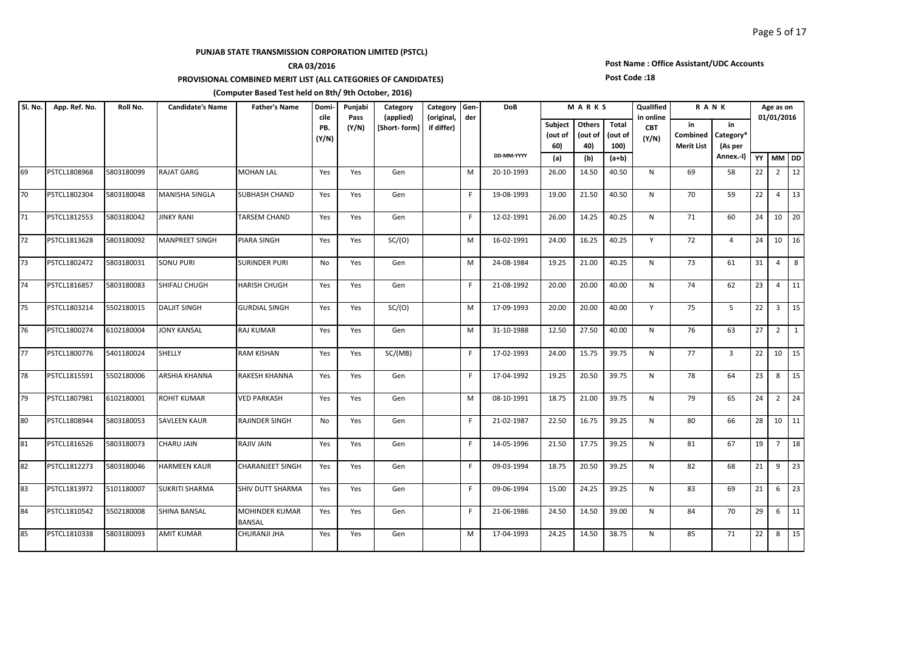**PUNJAB STATE TRANSMISSION CORPORATION LIMITED (PSTCL)**

**CRA 03/2016**

**PROVISIONAL COMBINED MERIT LIST (ALL CATEGORIES OF CANDIDATES)**

**(Computer Based Test held on 8th/ 9th October, 2016)**

**Post Name : Office Assistant/UDC Accounts**

**Post Code :18**

| Sl. No. | App. Ref. No. | Roll No. | Candidate's Name | Father's Name | Domicile PB. (Y/N) | Punjabi Pass (Y/N) | Category (applied) [Short- form] | Category (original, if differ) | Gender | DoB | MARKS | | | Qualified in online CBT (Y/N) | RANK | | Age as on 01/01/2016 | | |
|---|---|---|---|---|---|---|---|---|---|---|---|---|---|---|---|---|---|---|---|
| | | | | | | | | | | DD-MM-YYYY | Subject (out of 60) (a) | Others (out of 40) (b) | Total (out of 100) (a+b) | | in Combined Merit List | in Category* (As per Annex.-I) | YY | MM | DD |
| 69 | PSTCL1808968 | 5803180099 | RAJAT GARG | MOHAN LAL | Yes | Yes | Gen | | M | 20-10-1993 | 26.00 | 14.50 | 40.50 | N | 69 | 58 | 22 | 2 | 12 |
| 70 | PSTCL1802304 | 5803180048 | MANISHA SINGLA | SUBHASH CHAND | Yes | Yes | Gen | | F | 19-08-1993 | 19.00 | 21.50 | 40.50 | N | 70 | 59 | 22 | 4 | 13 |
| 71 | PSTCL1812553 | 5803180042 | JINKY RANI | TARSEM CHAND | Yes | Yes | Gen | | F | 12-02-1991 | 26.00 | 14.25 | 40.25 | N | 71 | 60 | 24 | 10 | 20 |
| 72 | PSTCL1813628 | 5803180092 | MANPREET SINGH | PIARA SINGH | Yes | Yes | SC/(O) | | M | 16-02-1991 | 24.00 | 16.25 | 40.25 | Y | 72 | 4 | 24 | 10 | 16 |
| 73 | PSTCL1802472 | 5803180031 | SONU PURI | SURINDER PURI | No | Yes | Gen | | M | 24-08-1984 | 19.25 | 21.00 | 40.25 | N | 73 | 61 | 31 | 4 | 8 |
| 74 | PSTCL1816857 | 5803180083 | SHIFALI CHUGH | HARISH CHUGH | Yes | Yes | Gen | | F | 21-08-1992 | 20.00 | 20.00 | 40.00 | N | 74 | 62 | 23 | 4 | 11 |
| 75 | PSTCL1803214 | 5502180015 | DALJIT SINGH | GURDIAL SINGH | Yes | Yes | SC/(O) | | M | 17-09-1993 | 20.00 | 20.00 | 40.00 | Y | 75 | 5 | 22 | 3 | 15 |
| 76 | PSTCL1800274 | 6102180004 | JONY KANSAL | RAJ KUMAR | Yes | Yes | Gen | | M | 31-10-1988 | 12.50 | 27.50 | 40.00 | N | 76 | 63 | 27 | 2 | 1 |
| 77 | PSTCL1800776 | 5401180024 | SHELLY | RAM KISHAN | Yes | Yes | SC/(MB) | | F | 17-02-1993 | 24.00 | 15.75 | 39.75 | N | 77 | 3 | 22 | 10 | 15 |
| 78 | PSTCL1815591 | 5502180006 | ARSHIA KHANNA | RAKESH KHANNA | Yes | Yes | Gen | | F | 17-04-1992 | 19.25 | 20.50 | 39.75 | N | 78 | 64 | 23 | 8 | 15 |
| 79 | PSTCL1807981 | 6102180001 | ROHIT KUMAR | VED PARKASH | Yes | Yes | Gen | | M | 08-10-1991 | 18.75 | 21.00 | 39.75 | N | 79 | 65 | 24 | 2 | 24 |
| 80 | PSTCL1808944 | 5803180053 | SAVLEEN KAUR | RAJINDER SINGH | No | Yes | Gen | | F | 21-02-1987 | 22.50 | 16.75 | 39.25 | N | 80 | 66 | 28 | 10 | 11 |
| 81 | PSTCL1816526 | 5803180073 | CHARU JAIN | RAJIV JAIN | Yes | Yes | Gen | | F | 14-05-1996 | 21.50 | 17.75 | 39.25 | N | 81 | 67 | 19 | 7 | 18 |
| 82 | PSTCL1812273 | 5803180046 | HARMEEN KAUR | CHARANJEET SINGH | Yes | Yes | Gen | | F | 09-03-1994 | 18.75 | 20.50 | 39.25 | N | 82 | 68 | 21 | 9 | 23 |
| 83 | PSTCL1813972 | 5101180007 | SUKRITI SHARMA | SHIV DUTT SHARMA | Yes | Yes | Gen | | F | 09-06-1994 | 15.00 | 24.25 | 39.25 | N | 83 | 69 | 21 | 6 | 23 |
| 84 | PSTCL1810542 | 5502180008 | SHINA BANSAL | MOHINDER KUMAR BANSAL | Yes | Yes | Gen | | F | 21-06-1986 | 24.50 | 14.50 | 39.00 | N | 84 | 70 | 29 | 6 | 11 |
| 85 | PSTCL1810338 | 5803180093 | AMIT KUMAR | CHURANJI JHA | Yes | Yes | Gen | | M | 17-04-1993 | 24.25 | 14.50 | 38.75 | N | 85 | 71 | 22 | 8 | 15 |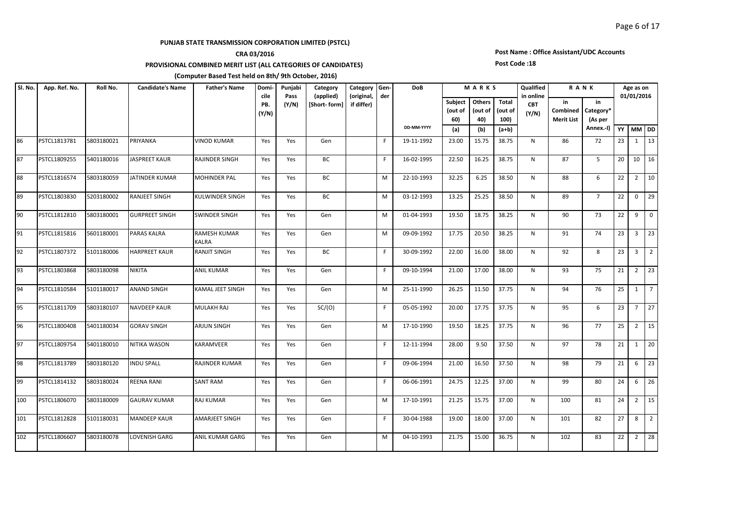**PUNJAB STATE TRANSMISSION CORPORATION LIMITED (PSTCL)**

**CRA 03/2016**

**PROVISIONAL COMBINED MERIT LIST (ALL CATEGORIES OF CANDIDATES)**

**(Computer Based Test held on 8th/ 9th October, 2016)**

**Post Name : Office Assistant/UDC Accounts**

**Post Code :18**

| Sl. No. | App. Ref. No. | Roll No. | Candidate's Name | Father's Name | Domicile PB. (Y/N) | Punjabi Pass (Y/N) | Category (applied) [Short- form] | Category (original, if differ) | Gender | DoB | MARKS | | | Qualified in online CBT (Y/N) | RANK | | Age as on 01/01/2016 | | |
|---|---|---|---|---|---|---|---|---|---|---|---|---|---|---|---|---|---|---|---|
| | | | | | | | | | | DD-MM-YYYY | Subject (out of 60) (a) | Others (out of 40) (b) | Total (out of 100) (a+b) | | in Combined Merit List | in Category* (As per Annex.-I) | YY | MM | DD |
| 86 | PSTCL1813781 | 5803180021 | PRIYANKA | VINOD KUMAR | Yes | Yes | Gen | | F | 19-11-1992 | 23.00 | 15.75 | 38.75 | N | 86 | 72 | 23 | 1 | 13 |
| 87 | PSTCL1809255 | 5401180016 | JASPREET KAUR | RAJINDER SINGH | Yes | Yes | BC | | F | 16-02-1995 | 22.50 | 16.25 | 38.75 | N | 87 | 5 | 20 | 10 | 16 |
| 88 | PSTCL1816574 | 5803180059 | JATINDER KUMAR | MOHINDER PAL | Yes | Yes | BC | | M | 22-10-1993 | 32.25 | 6.25 | 38.50 | N | 88 | 6 | 22 | 2 | 10 |
| 89 | PSTCL1803830 | 5203180002 | RANJEET SINGH | KULWINDER SINGH | Yes | Yes | BC | | M | 03-12-1993 | 13.25 | 25.25 | 38.50 | N | 89 | 7 | 22 | 0 | 29 |
| 90 | PSTCL1812810 | 5803180001 | GURPREET SINGH | SWINDER SINGH | Yes | Yes | Gen | | M | 01-04-1993 | 19.50 | 18.75 | 38.25 | N | 90 | 73 | 22 | 9 | 0 |
| 91 | PSTCL1815816 | 5601180001 | PARAS KALRA | RAMESH KUMAR KALRA | Yes | Yes | Gen | | M | 09-09-1992 | 17.75 | 20.50 | 38.25 | N | 91 | 74 | 23 | 3 | 23 |
| 92 | PSTCL1807372 | 5101180006 | HARPREET KAUR | RANJIT SINGH | Yes | Yes | BC | | F | 30-09-1992 | 22.00 | 16.00 | 38.00 | N | 92 | 8 | 23 | 3 | 2 |
| 93 | PSTCL1803868 | 5803180098 | NIKITA | ANIL KUMAR | Yes | Yes | Gen | | F | 09-10-1994 | 21.00 | 17.00 | 38.00 | N | 93 | 75 | 21 | 2 | 23 |
| 94 | PSTCL1810584 | 5101180017 | ANAND SINGH | KAMAL JEET SINGH | Yes | Yes | Gen | | M | 25-11-1990 | 26.25 | 11.50 | 37.75 | N | 94 | 76 | 25 | 1 | 7 |
| 95 | PSTCL1811709 | 5803180107 | NAVDEEP KAUR | MULAKH RAJ | Yes | Yes | SC/(O) | | F | 05-05-1992 | 20.00 | 17.75 | 37.75 | N | 95 | 6 | 23 | 7 | 27 |
| 96 | PSTCL1800408 | 5401180034 | GORAV SINGH | ARJUN SINGH | Yes | Yes | Gen | | M | 17-10-1990 | 19.50 | 18.25 | 37.75 | N | 96 | 77 | 25 | 2 | 15 |
| 97 | PSTCL1809754 | 5401180010 | NITIKA WASON | KARAMVEER | Yes | Yes | Gen | | F | 12-11-1994 | 28.00 | 9.50 | 37.50 | N | 97 | 78 | 21 | 1 | 20 |
| 98 | PSTCL1813789 | 5803180120 | INDU SPALL | RAJINDER KUMAR | Yes | Yes | Gen | | F | 09-06-1994 | 21.00 | 16.50 | 37.50 | N | 98 | 79 | 21 | 6 | 23 |
| 99 | PSTCL1814132 | 5803180024 | REENA RANI | SANT RAM | Yes | Yes | Gen | | F | 06-06-1991 | 24.75 | 12.25 | 37.00 | N | 99 | 80 | 24 | 6 | 26 |
| 100 | PSTCL1806070 | 5803180009 | GAURAV KUMAR | RAJ KUMAR | Yes | Yes | Gen | | M | 17-10-1991 | 21.25 | 15.75 | 37.00 | N | 100 | 81 | 24 | 2 | 15 |
| 101 | PSTCL1812828 | 5101180031 | MANDEEP KAUR | AMARJEET SINGH | Yes | Yes | Gen | | F | 30-04-1988 | 19.00 | 18.00 | 37.00 | N | 101 | 82 | 27 | 8 | 2 |
| 102 | PSTCL1806607 | 5803180078 | LOVENISH GARG | ANIL KUMAR GARG | Yes | Yes | Gen | | M | 04-10-1993 | 21.75 | 15.00 | 36.75 | N | 102 | 83 | 22 | 2 | 28 |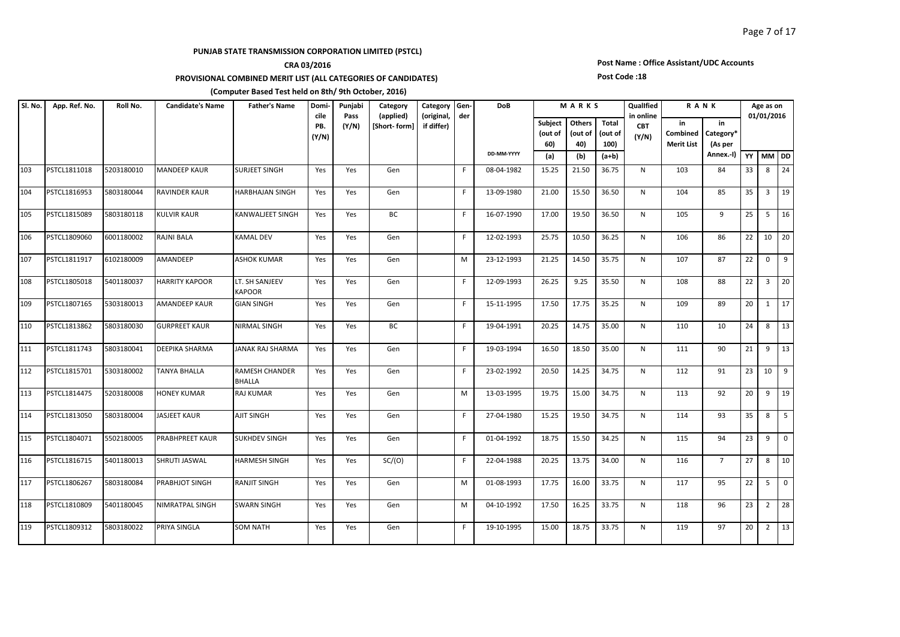**PUNJAB STATE TRANSMISSION CORPORATION LIMITED (PSTCL)**

**CRA 03/2016**

**PROVISIONAL COMBINED MERIT LIST (ALL CATEGORIES OF CANDIDATES)**

**(Computer Based Test held on 8th/ 9th October, 2016)**

**Post Name : Office Assistant/UDC Accounts**

**Post Code :18**

| Sl. No. | App. Ref. No. | Roll No. | Candidate's Name | Father's Name | Domicile PB. (Y/N) | Punjabi Pass (Y/N) | Category (applied) [Short- form] | Category (original, if differ) | Gender | DoB | MARKS | | | Qualified in online CBT (Y/N) | RANK | | Age as on 01/01/2016 | | |
|---|---|---|---|---|---|---|---|---|---|---|---|---|---|---|---|---|---|---|---|
| | | | | | | | | | | DD-MM-YYYY | Subject (out of 60) (a) | Others (out of 40) (b) | Total (out of 100) (a+b) | | in Combined Merit List | in Category* (As per Annex.-I) | YY | MM | DD |
| 103 | PSTCL1811018 | 5203180010 | MANDEEP KAUR | SURJEET SINGH | Yes | Yes | Gen | | F | 08-04-1982 | 15.25 | 21.50 | 36.75 | N | 103 | 84 | 33 | 8 | 24 |
| 104 | PSTCL1816953 | 5803180044 | RAVINDER KAUR | HARBHAJAN SINGH | Yes | Yes | Gen | | F | 13-09-1980 | 21.00 | 15.50 | 36.50 | N | 104 | 85 | 35 | 3 | 19 |
| 105 | PSTCL1815089 | 5803180118 | KULVIR KAUR | KANWALJEET SINGH | Yes | Yes | BC | | F | 16-07-1990 | 17.00 | 19.50 | 36.50 | N | 105 | 9 | 25 | 5 | 16 |
| 106 | PSTCL1809060 | 6001180002 | RAJNI BALA | KAMAL DEV | Yes | Yes | Gen | | F | 12-02-1993 | 25.75 | 10.50 | 36.25 | N | 106 | 86 | 22 | 10 | 20 |
| 107 | PSTCL1811917 | 6102180009 | AMANDEEP | ASHOK KUMAR | Yes | Yes | Gen | | M | 23-12-1993 | 21.25 | 14.50 | 35.75 | N | 107 | 87 | 22 | 0 | 9 |
| 108 | PSTCL1805018 | 5401180037 | HARRITY KAPOOR | LT. SH SANJEEV KAPOOR | Yes | Yes | Gen | | F | 12-09-1993 | 26.25 | 9.25 | 35.50 | N | 108 | 88 | 22 | 3 | 20 |
| 109 | PSTCL1807165 | 5303180013 | AMANDEEP KAUR | GIAN SINGH | Yes | Yes | Gen | | F | 15-11-1995 | 17.50 | 17.75 | 35.25 | N | 109 | 89 | 20 | 1 | 17 |
| 110 | PSTCL1813862 | 5803180030 | GURPREET KAUR | NIRMAL SINGH | Yes | Yes | BC | | F | 19-04-1991 | 20.25 | 14.75 | 35.00 | N | 110 | 10 | 24 | 8 | 13 |
| 111 | PSTCL1811743 | 5803180041 | DEEPIKA SHARMA | JANAK RAJ SHARMA | Yes | Yes | Gen | | F | 19-03-1994 | 16.50 | 18.50 | 35.00 | N | 111 | 90 | 21 | 9 | 13 |
| 112 | PSTCL1815701 | 5303180002 | TANYA BHALLA | RAMESH CHANDER BHALLA | Yes | Yes | Gen | | F | 23-02-1992 | 20.50 | 14.25 | 34.75 | N | 112 | 91 | 23 | 10 | 9 |
| 113 | PSTCL1814475 | 5203180008 | HONEY KUMAR | RAJ KUMAR | Yes | Yes | Gen | | M | 13-03-1995 | 19.75 | 15.00 | 34.75 | N | 113 | 92 | 20 | 9 | 19 |
| 114 | PSTCL1813050 | 5803180004 | JASJEET KAUR | AJIT SINGH | Yes | Yes | Gen | | F | 27-04-1980 | 15.25 | 19.50 | 34.75 | N | 114 | 93 | 35 | 8 | 5 |
| 115 | PSTCL1804071 | 5502180005 | PRABHPREET KAUR | SUKHDEV SINGH | Yes | Yes | Gen | | F | 01-04-1992 | 18.75 | 15.50 | 34.25 | N | 115 | 94 | 23 | 9 | 0 |
| 116 | PSTCL1816715 | 5401180013 | SHRUTI JASWAL | HARMESH SINGH | Yes | Yes | SC/(O) | | F | 22-04-1988 | 20.25 | 13.75 | 34.00 | N | 116 | 7 | 27 | 8 | 10 |
| 117 | PSTCL1806267 | 5803180084 | PRABHJOT SINGH | RANJIT SINGH | Yes | Yes | Gen | | M | 01-08-1993 | 17.75 | 16.00 | 33.75 | N | 117 | 95 | 22 | 5 | 0 |
| 118 | PSTCL1810809 | 5401180045 | NIMRATPAL SINGH | SWARN SINGH | Yes | Yes | Gen | | M | 04-10-1992 | 17.50 | 16.25 | 33.75 | N | 118 | 96 | 23 | 2 | 28 |
| 119 | PSTCL1809312 | 5803180022 | PRIYA SINGLA | SOM NATH | Yes | Yes | Gen | | F | 19-10-1995 | 15.00 | 18.75 | 33.75 | N | 119 | 97 | 20 | 2 | 13 |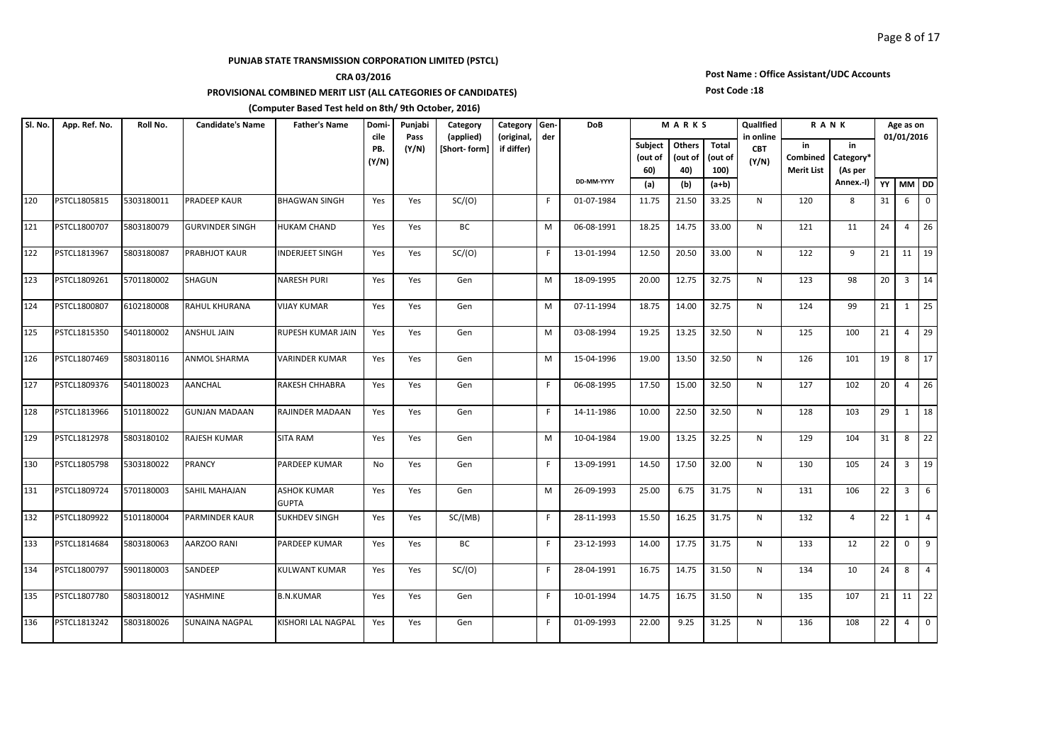**PUNJAB STATE TRANSMISSION CORPORATION LIMITED (PSTCL)**

**CRA 03/2016**

**PROVISIONAL COMBINED MERIT LIST (ALL CATEGORIES OF CANDIDATES)**

**(Computer Based Test held on 8th/ 9th October, 2016)**

**Post Name : Office Assistant/UDC Accounts**

**Post Code :18**

| Sl. No. | App. Ref. No. | Roll No. | Candidate's Name | Father's Name | Domicile PB. (Y/N) | Punjabi Pass (Y/N) | Category (applied) [Short- form] | Category (original, if differ) | Gender | DoB | MARKS | | | Qualified in online CBT (Y/N) | RANK | | Age as on 01/01/2016 | | |
|---|---|---|---|---|---|---|---|---|---|---|---|---|---|---|---|---|---|---|---|
| | | | | | | | | | | DD-MM-YYYY | Subject (out of 60) (a) | Others (out of 40) (b) | Total (out of 100) (a+b) | | in Combined Merit List | in Category* (As per Annex.-I) | YY | MM | DD |
| 120 | PSTCL1805815 | 5303180011 | PRADEEP KAUR | BHAGWAN SINGH | Yes | Yes | SC/(O) | | F | 01-07-1984 | 11.75 | 21.50 | 33.25 | N | 120 | 8 | 31 | 6 | 0 |
| 121 | PSTCL1800707 | 5803180079 | GURVINDER SINGH | HUKAM CHAND | Yes | Yes | BC | | M | 06-08-1991 | 18.25 | 14.75 | 33.00 | N | 121 | 11 | 24 | 4 | 26 |
| 122 | PSTCL1813967 | 5803180087 | PRABHJOT KAUR | INDERJEET SINGH | Yes | Yes | SC/(O) | | F | 13-01-1994 | 12.50 | 20.50 | 33.00 | N | 122 | 9 | 21 | 11 | 19 |
| 123 | PSTCL1809261 | 5701180002 | SHAGUN | NARESH PURI | Yes | Yes | Gen | | M | 18-09-1995 | 20.00 | 12.75 | 32.75 | N | 123 | 98 | 20 | 3 | 14 |
| 124 | PSTCL1800807 | 6102180008 | RAHUL KHURANA | VIJAY KUMAR | Yes | Yes | Gen | | M | 07-11-1994 | 18.75 | 14.00 | 32.75 | N | 124 | 99 | 21 | 1 | 25 |
| 125 | PSTCL1815350 | 5401180002 | ANSHUL JAIN | RUPESH KUMAR JAIN | Yes | Yes | Gen | | M | 03-08-1994 | 19.25 | 13.25 | 32.50 | N | 125 | 100 | 21 | 4 | 29 |
| 126 | PSTCL1807469 | 5803180116 | ANMOL SHARMA | VARINDER KUMAR | Yes | Yes | Gen | | M | 15-04-1996 | 19.00 | 13.50 | 32.50 | N | 126 | 101 | 19 | 8 | 17 |
| 127 | PSTCL1809376 | 5401180023 | AANCHAL | RAKESH CHHABRA | Yes | Yes | Gen | | F | 06-08-1995 | 17.50 | 15.00 | 32.50 | N | 127 | 102 | 20 | 4 | 26 |
| 128 | PSTCL1813966 | 5101180022 | GUNJAN MADAAN | RAJINDER MADAAN | Yes | Yes | Gen | | F | 14-11-1986 | 10.00 | 22.50 | 32.50 | N | 128 | 103 | 29 | 1 | 18 |
| 129 | PSTCL1812978 | 5803180102 | RAJESH KUMAR | SITA RAM | Yes | Yes | Gen | | M | 10-04-1984 | 19.00 | 13.25 | 32.25 | N | 129 | 104 | 31 | 8 | 22 |
| 130 | PSTCL1805798 | 5303180022 | PRANCY | PARDEEP KUMAR | No | Yes | Gen | | F | 13-09-1991 | 14.50 | 17.50 | 32.00 | N | 130 | 105 | 24 | 3 | 19 |
| 131 | PSTCL1809724 | 5701180003 | SAHIL MAHAJAN | ASHOK KUMAR GUPTA | Yes | Yes | Gen | | M | 26-09-1993 | 25.00 | 6.75 | 31.75 | N | 131 | 106 | 22 | 3 | 6 |
| 132 | PSTCL1809922 | 5101180004 | PARMINDER KAUR | SUKHDEV SINGH | Yes | Yes | SC/(MB) | | F | 28-11-1993 | 15.50 | 16.25 | 31.75 | N | 132 | 4 | 22 | 1 | 4 |
| 133 | PSTCL1814684 | 5803180063 | AARZOO RANI | PARDEEP KUMAR | Yes | Yes | BC | | F | 23-12-1993 | 14.00 | 17.75 | 31.75 | N | 133 | 12 | 22 | 0 | 9 |
| 134 | PSTCL1800797 | 5901180003 | SANDEEP | KULWANT KUMAR | Yes | Yes | SC/(O) | | F | 28-04-1991 | 16.75 | 14.75 | 31.50 | N | 134 | 10 | 24 | 8 | 4 |
| 135 | PSTCL1807780 | 5803180012 | YASHMINE | B.N.KUMAR | Yes | Yes | Gen | | F | 10-01-1994 | 14.75 | 16.75 | 31.50 | N | 135 | 107 | 21 | 11 | 22 |
| 136 | PSTCL1813242 | 5803180026 | SUNAINA NAGPAL | KISHORI LAL NAGPAL | Yes | Yes | Gen | | F | 01-09-1993 | 22.00 | 9.25 | 31.25 | N | 136 | 108 | 22 | 4 | 0 |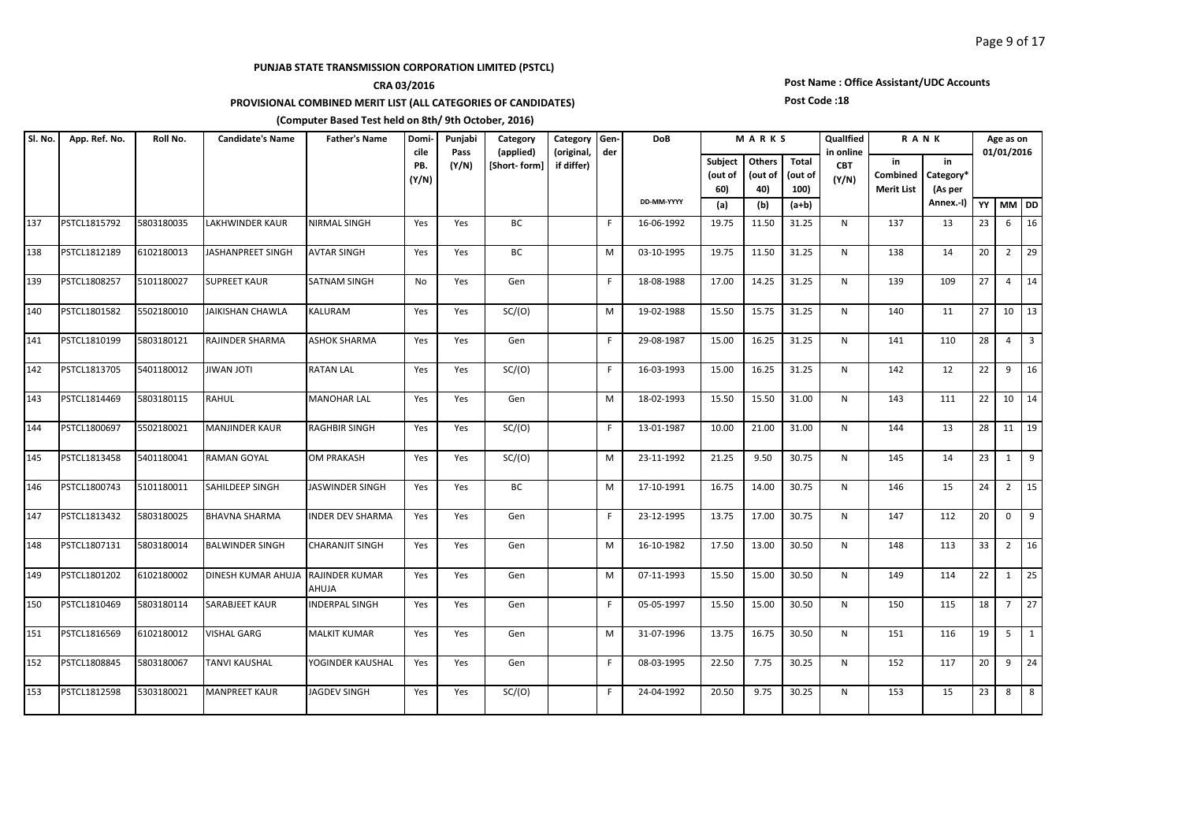**PUNJAB STATE TRANSMISSION CORPORATION LIMITED (PSTCL)**

**CRA 03/2016**

**PROVISIONAL COMBINED MERIT LIST (ALL CATEGORIES OF CANDIDATES)**

**(Computer Based Test held on 8th/ 9th October, 2016)**

**Post Name : Office Assistant/UDC Accounts**

**Post Code :18**

| Sl. No. | App. Ref. No. | Roll No. | Candidate's Name | Father's Name | Domicile PB. (Y/N) | Punjabi Pass (Y/N) | Category (applied) [Short- form] | Category (original, if differ) | Gender | DoB | MARKS | | | Qualified in online CBT (Y/N) | RANK | | Age as on 01/01/2016 | | |
|---|---|---|---|---|---|---|---|---|---|---|---|---|---|---|---|---|---|---|---|
| | | | | | | | | | | DD-MM-YYYY | Subject (out of 60) (a) | Others (out of 40) (b) | Total (out of 100) (a+b) | | in Combined Merit List | in Category* (As per Annex.-I) | YY | MM | DD |
| 137 | PSTCL1815792 | 5803180035 | LAKHWINDER KAUR | NIRMAL SINGH | Yes | Yes | BC | | F | 16-06-1992 | 19.75 | 11.50 | 31.25 | N | 137 | 13 | 23 | 6 | 16 |
| 138 | PSTCL1812189 | 6102180013 | JASHANPREET SINGH | AVTAR SINGH | Yes | Yes | BC | | M | 03-10-1995 | 19.75 | 11.50 | 31.25 | N | 138 | 14 | 20 | 2 | 29 |
| 139 | PSTCL1808257 | 5101180027 | SUPREET KAUR | SATNAM SINGH | No | Yes | Gen | | F | 18-08-1988 | 17.00 | 14.25 | 31.25 | N | 139 | 109 | 27 | 4 | 14 |
| 140 | PSTCL1801582 | 5502180010 | JAIKISHAN CHAWLA | KALURAM | Yes | Yes | SC/(O) | | M | 19-02-1988 | 15.50 | 15.75 | 31.25 | N | 140 | 11 | 27 | 10 | 13 |
| 141 | PSTCL1810199 | 5803180121 | RAJINDER SHARMA | ASHOK SHARMA | Yes | Yes | Gen | | F | 29-08-1987 | 15.00 | 16.25 | 31.25 | N | 141 | 110 | 28 | 4 | 3 |
| 142 | PSTCL1813705 | 5401180012 | JIWAN JOTI | RATAN LAL | Yes | Yes | SC/(O) | | F | 16-03-1993 | 15.00 | 16.25 | 31.25 | N | 142 | 12 | 22 | 9 | 16 |
| 143 | PSTCL1814469 | 5803180115 | RAHUL | MANOHAR LAL | Yes | Yes | Gen | | M | 18-02-1993 | 15.50 | 15.50 | 31.00 | N | 143 | 111 | 22 | 10 | 14 |
| 144 | PSTCL1800697 | 5502180021 | MANJINDER KAUR | RAGHBIR SINGH | Yes | Yes | SC/(O) | | F | 13-01-1987 | 10.00 | 21.00 | 31.00 | N | 144 | 13 | 28 | 11 | 19 |
| 145 | PSTCL1813458 | 5401180041 | RAMAN GOYAL | OM PRAKASH | Yes | Yes | SC/(O) | | M | 23-11-1992 | 21.25 | 9.50 | 30.75 | N | 145 | 14 | 23 | 1 | 9 |
| 146 | PSTCL1800743 | 5101180011 | SAHILDEEP SINGH | JASWINDER SINGH | Yes | Yes | BC | | M | 17-10-1991 | 16.75 | 14.00 | 30.75 | N | 146 | 15 | 24 | 2 | 15 |
| 147 | PSTCL1813432 | 5803180025 | BHAVNA SHARMA | INDER DEV SHARMA | Yes | Yes | Gen | | F | 23-12-1995 | 13.75 | 17.00 | 30.75 | N | 147 | 112 | 20 | 0 | 9 |
| 148 | PSTCL1807131 | 5803180014 | BALWINDER SINGH | CHARANJIT SINGH | Yes | Yes | Gen | | M | 16-10-1982 | 17.50 | 13.00 | 30.50 | N | 148 | 113 | 33 | 2 | 16 |
| 149 | PSTCL1801202 | 6102180002 | DINESH KUMAR AHUJA | RAJINDER KUMAR AHUJA | Yes | Yes | Gen | | M | 07-11-1993 | 15.50 | 15.00 | 30.50 | N | 149 | 114 | 22 | 1 | 25 |
| 150 | PSTCL1810469 | 5803180114 | SARABJEET KAUR | INDERPAL SINGH | Yes | Yes | Gen | | F | 05-05-1997 | 15.50 | 15.00 | 30.50 | N | 150 | 115 | 18 | 7 | 27 |
| 151 | PSTCL1816569 | 6102180012 | VISHAL GARG | MALKIT KUMAR | Yes | Yes | Gen | | M | 31-07-1996 | 13.75 | 16.75 | 30.50 | N | 151 | 116 | 19 | 5 | 1 |
| 152 | PSTCL1808845 | 5803180067 | TANVI KAUSHAL | YOGINDER KAUSHAL | Yes | Yes | Gen | | F | 08-03-1995 | 22.50 | 7.75 | 30.25 | N | 152 | 117 | 20 | 9 | 24 |
| 153 | PSTCL1812598 | 5303180021 | MANPREET KAUR | JAGDEV SINGH | Yes | Yes | SC/(O) | | F | 24-04-1992 | 20.50 | 9.75 | 30.25 | N | 153 | 15 | 23 | 8 | 8 |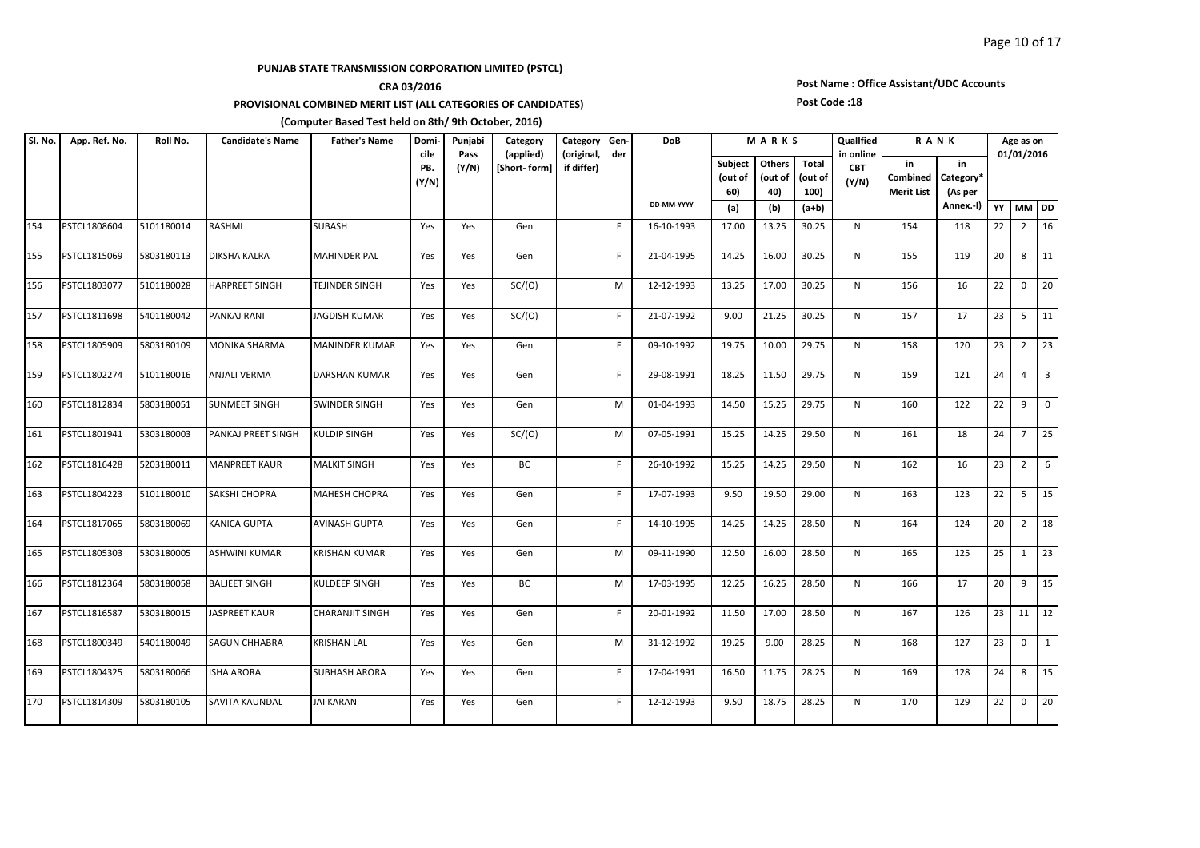**PUNJAB STATE TRANSMISSION CORPORATION LIMITED (PSTCL)**

**CRA 03/2016**

**PROVISIONAL COMBINED MERIT LIST (ALL CATEGORIES OF CANDIDATES)**

**(Computer Based Test held on 8th/ 9th October, 2016)**

**Post Name : Office Assistant/UDC Accounts**

**Post Code :18**

| Sl. No. | App. Ref. No. | Roll No. | Candidate's Name | Father's Name | Domicile PB. (Y/N) | Punjabi Pass (Y/N) | Category (applied) [Short- form] | Category (original, if differ) | Gender | DoB | MARKS | | | Qualified in online CBT (Y/N) | RANK | | Age as on 01/01/2016 | | |
|---|---|---|---|---|---|---|---|---|---|---|---|---|---|---|---|---|---|---|---|
| | | | | | | | | | | DD-MM-YYYY | Subject (out of 60) (a) | Others (out of 40) (b) | Total (out of 100) (a+b) | | in Combined Merit List | in Category* (As per Annex.-I) | YY | MM | DD |
| 154 | PSTCL1808604 | 5101180014 | RASHMI | SUBASH | Yes | Yes | Gen | | F | 16-10-1993 | 17.00 | 13.25 | 30.25 | N | 154 | 118 | 22 | 2 | 16 |
| 155 | PSTCL1815069 | 5803180113 | DIKSHA KALRA | MAHINDER PAL | Yes | Yes | Gen | | F | 21-04-1995 | 14.25 | 16.00 | 30.25 | N | 155 | 119 | 20 | 8 | 11 |
| 156 | PSTCL1803077 | 5101180028 | HARPREET SINGH | TEJINDER SINGH | Yes | Yes | SC/(O) | | M | 12-12-1993 | 13.25 | 17.00 | 30.25 | N | 156 | 16 | 22 | 0 | 20 |
| 157 | PSTCL1811698 | 5401180042 | PANKAJ RANI | JAGDISH KUMAR | Yes | Yes | SC/(O) | | F | 21-07-1992 | 9.00 | 21.25 | 30.25 | N | 157 | 17 | 23 | 5 | 11 |
| 158 | PSTCL1805909 | 5803180109 | MONIKA SHARMA | MANINDER KUMAR | Yes | Yes | Gen | | F | 09-10-1992 | 19.75 | 10.00 | 29.75 | N | 158 | 120 | 23 | 2 | 23 |
| 159 | PSTCL1802274 | 5101180016 | ANJALI VERMA | DARSHAN KUMAR | Yes | Yes | Gen | | F | 29-08-1991 | 18.25 | 11.50 | 29.75 | N | 159 | 121 | 24 | 4 | 3 |
| 160 | PSTCL1812834 | 5803180051 | SUNMEET SINGH | SWINDER SINGH | Yes | Yes | Gen | | M | 01-04-1993 | 14.50 | 15.25 | 29.75 | N | 160 | 122 | 22 | 9 | 0 |
| 161 | PSTCL1801941 | 5303180003 | PANKAJ PREET SINGH | KULDIP SINGH | Yes | Yes | SC/(O) | | M | 07-05-1991 | 15.25 | 14.25 | 29.50 | N | 161 | 18 | 24 | 7 | 25 |
| 162 | PSTCL1816428 | 5203180011 | MANPREET KAUR | MALKIT SINGH | Yes | Yes | BC | | F | 26-10-1992 | 15.25 | 14.25 | 29.50 | N | 162 | 16 | 23 | 2 | 6 |
| 163 | PSTCL1804223 | 5101180010 | SAKSHI CHOPRA | MAHESH CHOPRA | Yes | Yes | Gen | | F | 17-07-1993 | 9.50 | 19.50 | 29.00 | N | 163 | 123 | 22 | 5 | 15 |
| 164 | PSTCL1817065 | 5803180069 | KANICA GUPTA | AVINASH GUPTA | Yes | Yes | Gen | | F | 14-10-1995 | 14.25 | 14.25 | 28.50 | N | 164 | 124 | 20 | 2 | 18 |
| 165 | PSTCL1805303 | 5303180005 | ASHWINI KUMAR | KRISHAN KUMAR | Yes | Yes | Gen | | M | 09-11-1990 | 12.50 | 16.00 | 28.50 | N | 165 | 125 | 25 | 1 | 23 |
| 166 | PSTCL1812364 | 5803180058 | BALJEET SINGH | KULDEEP SINGH | Yes | Yes | BC | | M | 17-03-1995 | 12.25 | 16.25 | 28.50 | N | 166 | 17 | 20 | 9 | 15 |
| 167 | PSTCL1816587 | 5303180015 | JASPREET KAUR | CHARANJIT SINGH | Yes | Yes | Gen | | F | 20-01-1992 | 11.50 | 17.00 | 28.50 | N | 167 | 126 | 23 | 11 | 12 |
| 168 | PSTCL1800349 | 5401180049 | SAGUN CHHABRA | KRISHAN LAL | Yes | Yes | Gen | | M | 31-12-1992 | 19.25 | 9.00 | 28.25 | N | 168 | 127 | 23 | 0 | 1 |
| 169 | PSTCL1804325 | 5803180066 | ISHA ARORA | SUBHASH ARORA | Yes | Yes | Gen | | F | 17-04-1991 | 16.50 | 11.75 | 28.25 | N | 169 | 128 | 24 | 8 | 15 |
| 170 | PSTCL1814309 | 5803180105 | SAVITA KAUNDAL | JAI KARAN | Yes | Yes | Gen | | F | 12-12-1993 | 9.50 | 18.75 | 28.25 | N | 170 | 129 | 22 | 0 | 20 |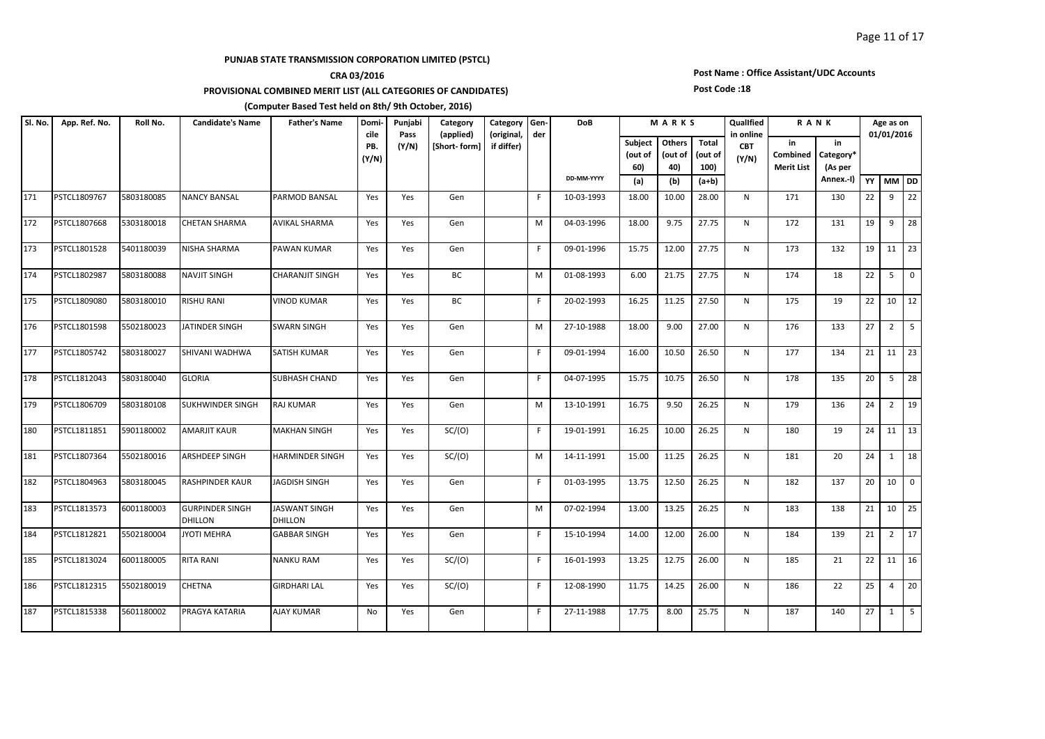**PUNJAB STATE TRANSMISSION CORPORATION LIMITED (PSTCL)**

**CRA 03/2016**

**PROVISIONAL COMBINED MERIT LIST (ALL CATEGORIES OF CANDIDATES)**

**(Computer Based Test held on 8th/ 9th October, 2016)**

**Post Name : Office Assistant/UDC Accounts**

**Post Code :18**

| Sl. No. | App. Ref. No. | Roll No. | Candidate's Name | Father's Name | Domicile PB. (Y/N) | Punjabi Pass (Y/N) | Category (applied) [Short- form] | Category (original, if differ) | Gender | DoB | MARKS | | | Qualified in online CBT (Y/N) | RANK | | Age as on 01/01/2016 | | |
|---|---|---|---|---|---|---|---|---|---|---|---|---|---|---|---|---|---|---|---|
| | | | | | | | | | | DD-MM-YYYY | Subject (out of 60) (a) | Others (out of 40) (b) | Total (out of 100) (a+b) | | in Combined Merit List | in Category* (As per Annex.-I) | YY | MM | DD |
| 171 | PSTCL1809767 | 5803180085 | NANCY BANSAL | PARMOD BANSAL | Yes | Yes | Gen | | F | 10-03-1993 | 18.00 | 10.00 | 28.00 | N | 171 | 130 | 22 | 9 | 22 |
| 172 | PSTCL1807668 | 5303180018 | CHETAN SHARMA | AVIKAL SHARMA | Yes | Yes | Gen | | M | 04-03-1996 | 18.00 | 9.75 | 27.75 | N | 172 | 131 | 19 | 9 | 28 |
| 173 | PSTCL1801528 | 5401180039 | NISHA SHARMA | PAWAN KUMAR | Yes | Yes | Gen | | F | 09-01-1996 | 15.75 | 12.00 | 27.75 | N | 173 | 132 | 19 | 11 | 23 |
| 174 | PSTCL1802987 | 5803180088 | NAVJIT SINGH | CHARANJIT SINGH | Yes | Yes | BC | | M | 01-08-1993 | 6.00 | 21.75 | 27.75 | N | 174 | 18 | 22 | 5 | 0 |
| 175 | PSTCL1809080 | 5803180010 | RISHU RANI | VINOD KUMAR | Yes | Yes | BC | | F | 20-02-1993 | 16.25 | 11.25 | 27.50 | N | 175 | 19 | 22 | 10 | 12 |
| 176 | PSTCL1801598 | 5502180023 | JATINDER SINGH | SWARN SINGH | Yes | Yes | Gen | | M | 27-10-1988 | 18.00 | 9.00 | 27.00 | N | 176 | 133 | 27 | 2 | 5 |
| 177 | PSTCL1805742 | 5803180027 | SHIVANI WADHWA | SATISH KUMAR | Yes | Yes | Gen | | F | 09-01-1994 | 16.00 | 10.50 | 26.50 | N | 177 | 134 | 21 | 11 | 23 |
| 178 | PSTCL1812043 | 5803180040 | GLORIA | SUBHASH CHAND | Yes | Yes | Gen | | F | 04-07-1995 | 15.75 | 10.75 | 26.50 | N | 178 | 135 | 20 | 5 | 28 |
| 179 | PSTCL1806709 | 5803180108 | SUKHWINDER SINGH | RAJ KUMAR | Yes | Yes | Gen | | M | 13-10-1991 | 16.75 | 9.50 | 26.25 | N | 179 | 136 | 24 | 2 | 19 |
| 180 | PSTCL1811851 | 5901180002 | AMARJIT KAUR | MAKHAN SINGH | Yes | Yes | SC/(O) | | F | 19-01-1991 | 16.25 | 10.00 | 26.25 | N | 180 | 19 | 24 | 11 | 13 |
| 181 | PSTCL1807364 | 5502180016 | ARSHDEEP SINGH | HARMINDER SINGH | Yes | Yes | SC/(O) | | M | 14-11-1991 | 15.00 | 11.25 | 26.25 | N | 181 | 20 | 24 | 1 | 18 |
| 182 | PSTCL1804963 | 5803180045 | RASHPINDER KAUR | JAGDISH SINGH | Yes | Yes | Gen | | F | 01-03-1995 | 13.75 | 12.50 | 26.25 | N | 182 | 137 | 20 | 10 | 0 |
| 183 | PSTCL1813573 | 6001180003 | GURPINDER SINGH DHILLON | JASWANT SINGH DHILLON | Yes | Yes | Gen | | M | 07-02-1994 | 13.00 | 13.25 | 26.25 | N | 183 | 138 | 21 | 10 | 25 |
| 184 | PSTCL1812821 | 5502180004 | JYOTI MEHRA | GABBAR SINGH | Yes | Yes | Gen | | F | 15-10-1994 | 14.00 | 12.00 | 26.00 | N | 184 | 139 | 21 | 2 | 17 |
| 185 | PSTCL1813024 | 6001180005 | RITA RANI | NANKU RAM | Yes | Yes | SC/(O) | | F | 16-01-1993 | 13.25 | 12.75 | 26.00 | N | 185 | 21 | 22 | 11 | 16 |
| 186 | PSTCL1812315 | 5502180019 | CHETNA | GIRDHARI LAL | Yes | Yes | SC/(O) | | F | 12-08-1990 | 11.75 | 14.25 | 26.00 | N | 186 | 22 | 25 | 4 | 20 |
| 187 | PSTCL1815338 | 5601180002 | PRAGYA KATARIA | AJAY KUMAR | No | Yes | Gen | | F | 27-11-1988 | 17.75 | 8.00 | 25.75 | N | 187 | 140 | 27 | 1 | 5 |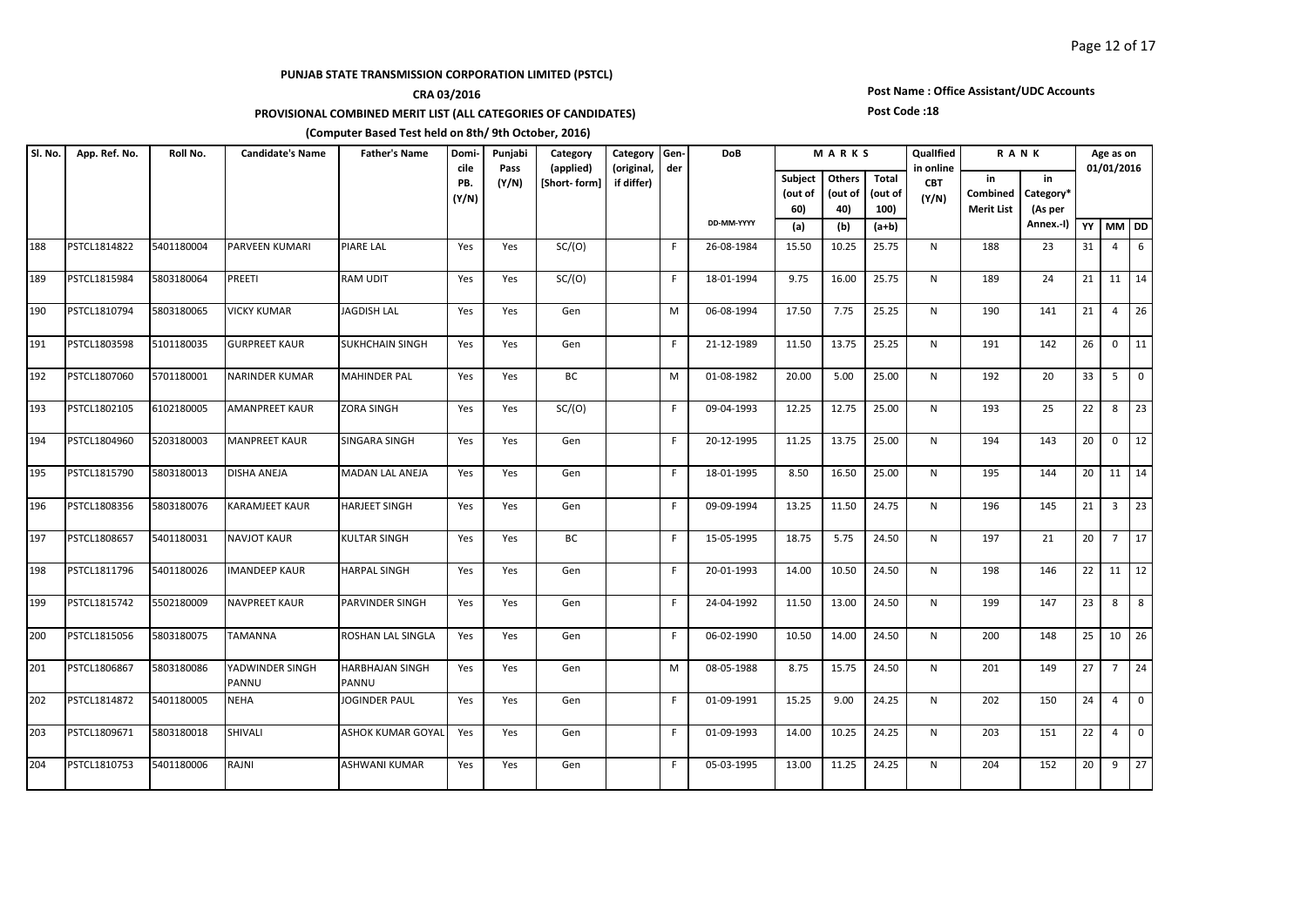**PUNJAB STATE TRANSMISSION CORPORATION LIMITED (PSTCL)**

**CRA 03/2016**

**PROVISIONAL COMBINED MERIT LIST (ALL CATEGORIES OF CANDIDATES)**

**(Computer Based Test held on 8th/ 9th October, 2016)**

**Post Name : Office Assistant/UDC Accounts**

**Post Code :18**

| Sl. No. | App. Ref. No. | Roll No. | Candidate's Name | Father's Name | Domicile PB. (Y/N) | Punjabi Pass (Y/N) | Category (applied) [Short- form] | Category (original, if differ) | Gender | DoB | MARKS | | | Qualified in online CBT (Y/N) | RANK | | Age as on 01/01/2016 | | |
|---|---|---|---|---|---|---|---|---|---|---|---|---|---|---|---|---|---|---|---|
| | | | | | | | | | | DD-MM-YYYY | Subject (out of 60) (a) | Others (out of 40) (b) | Total (out of 100) (a+b) | | in Combined Merit List | in Category* (As per Annex.-I) | YY | MM | DD |
| 188 | PSTCL1814822 | 5401180004 | PARVEEN KUMARI | PIARE LAL | Yes | Yes | SC/(O) | | F | 26-08-1984 | 15.50 | 10.25 | 25.75 | N | 188 | 23 | 31 | 4 | 6 |
| 189 | PSTCL1815984 | 5803180064 | PREETI | RAM UDIT | Yes | Yes | SC/(O) | | F | 18-01-1994 | 9.75 | 16.00 | 25.75 | N | 189 | 24 | 21 | 11 | 14 |
| 190 | PSTCL1810794 | 5803180065 | VICKY KUMAR | JAGDISH LAL | Yes | Yes | Gen | | M | 06-08-1994 | 17.50 | 7.75 | 25.25 | N | 190 | 141 | 21 | 4 | 26 |
| 191 | PSTCL1803598 | 5101180035 | GURPREET KAUR | SUKHCHAIN SINGH | Yes | Yes | Gen | | F | 21-12-1989 | 11.50 | 13.75 | 25.25 | N | 191 | 142 | 26 | 0 | 11 |
| 192 | PSTCL1807060 | 5701180001 | NARINDER KUMAR | MAHINDER PAL | Yes | Yes | BC | | M | 01-08-1982 | 20.00 | 5.00 | 25.00 | N | 192 | 20 | 33 | 5 | 0 |
| 193 | PSTCL1802105 | 6102180005 | AMANPREET KAUR | ZORA SINGH | Yes | Yes | SC/(O) | | F | 09-04-1993 | 12.25 | 12.75 | 25.00 | N | 193 | 25 | 22 | 8 | 23 |
| 194 | PSTCL1804960 | 5203180003 | MANPREET KAUR | SINGARA SINGH | Yes | Yes | Gen | | F | 20-12-1995 | 11.25 | 13.75 | 25.00 | N | 194 | 143 | 20 | 0 | 12 |
| 195 | PSTCL1815790 | 5803180013 | DISHA ANEJA | MADAN LAL ANEJA | Yes | Yes | Gen | | F | 18-01-1995 | 8.50 | 16.50 | 25.00 | N | 195 | 144 | 20 | 11 | 14 |
| 196 | PSTCL1808356 | 5803180076 | KARAMJEET KAUR | HARJEET SINGH | Yes | Yes | Gen | | F | 09-09-1994 | 13.25 | 11.50 | 24.75 | N | 196 | 145 | 21 | 3 | 23 |
| 197 | PSTCL1808657 | 5401180031 | NAVJOT KAUR | KULTAR SINGH | Yes | Yes | BC | | F | 15-05-1995 | 18.75 | 5.75 | 24.50 | N | 197 | 21 | 20 | 7 | 17 |
| 198 | PSTCL1811796 | 5401180026 | IMANDEEP KAUR | HARPAL SINGH | Yes | Yes | Gen | | F | 20-01-1993 | 14.00 | 10.50 | 24.50 | N | 198 | 146 | 22 | 11 | 12 |
| 199 | PSTCL1815742 | 5502180009 | NAVPREET KAUR | PARVINDER SINGH | Yes | Yes | Gen | | F | 24-04-1992 | 11.50 | 13.00 | 24.50 | N | 199 | 147 | 23 | 8 | 8 |
| 200 | PSTCL1815056 | 5803180075 | TAMANNA | ROSHAN LAL SINGLA | Yes | Yes | Gen | | F | 06-02-1990 | 10.50 | 14.00 | 24.50 | N | 200 | 148 | 25 | 10 | 26 |
| 201 | PSTCL1806867 | 5803180086 | YADWINDER SINGH PANNU | HARBHAJAN SINGH PANNU | Yes | Yes | Gen | | M | 08-05-1988 | 8.75 | 15.75 | 24.50 | N | 201 | 149 | 27 | 7 | 24 |
| 202 | PSTCL1814872 | 5401180005 | NEHA | JOGINDER PAUL | Yes | Yes | Gen | | F | 01-09-1991 | 15.25 | 9.00 | 24.25 | N | 202 | 150 | 24 | 4 | 0 |
| 203 | PSTCL1809671 | 5803180018 | SHIVALI | ASHOK KUMAR GOYAL | Yes | Yes | Gen | | F | 01-09-1993 | 14.00 | 10.25 | 24.25 | N | 203 | 151 | 22 | 4 | 0 |
| 204 | PSTCL1810753 | 5401180006 | RAJNI | ASHWANI KUMAR | Yes | Yes | Gen | | F | 05-03-1995 | 13.00 | 11.25 | 24.25 | N | 204 | 152 | 20 | 9 | 27 |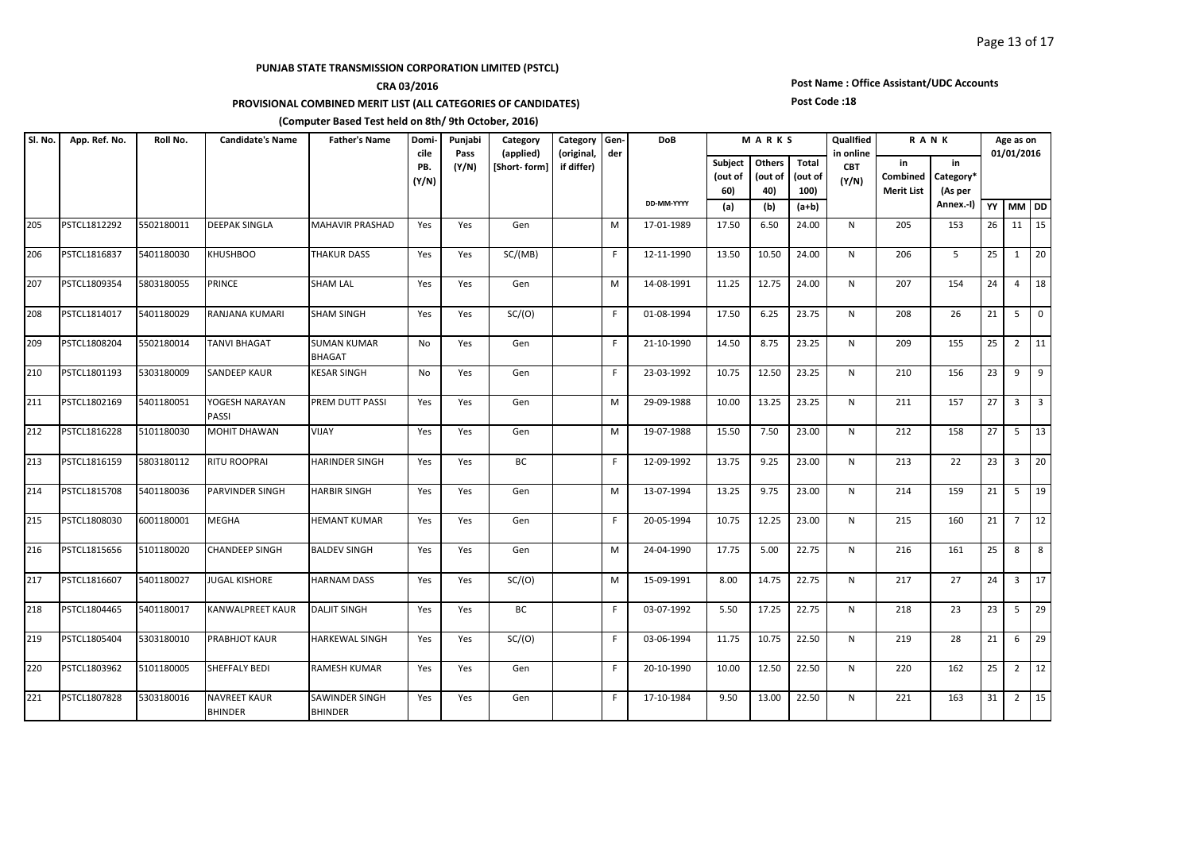**PUNJAB STATE TRANSMISSION CORPORATION LIMITED (PSTCL)**

**CRA 03/2016**

**PROVISIONAL COMBINED MERIT LIST (ALL CATEGORIES OF CANDIDATES)**

**(Computer Based Test held on 8th/ 9th October, 2016)**

**Post Name : Office Assistant/UDC Accounts**

**Post Code :18**

| Sl. No. | App. Ref. No. | Roll No. | Candidate's Name | Father's Name | Domicile PB. (Y/N) | Punjabi Pass (Y/N) | Category (applied) [Short- form] | Category (original, if differ) | Gender | DoB | MARKS | | | Quallfied in online CBT (Y/N) | RANK | | Age as on 01/01/2016 | | |
|---|---|---|---|---|---|---|---|---|---|---|---|---|---|---|---|---|---|---|---|
| | | | | | | | | | | | Subject (out of 60) | Others (out of 40) | Total (out of 100) | | in Combined Merit List | in Category* (As per Annex.-I) | | | |
| | | | | | | | | | | DD-MM-YYYY | (a) | (b) | (a+b) | | | | YY | MM | DD |
| 205 | PSTCL1812292 | 5502180011 | DEEPAK SINGLA | MAHAVIR PRASHAD | Yes | Yes | Gen | | M | 17-01-1989 | 17.50 | 6.50 | 24.00 | N | 205 | 153 | 26 | 11 | 15 |
| 206 | PSTCL1816837 | 5401180030 | KHUSHBOO | THAKUR DASS | Yes | Yes | SC/(MB) | | F | 12-11-1990 | 13.50 | 10.50 | 24.00 | N | 206 | 5 | 25 | 1 | 20 |
| 207 | PSTCL1809354 | 5803180055 | PRINCE | SHAM LAL | Yes | Yes | Gen | | M | 14-08-1991 | 11.25 | 12.75 | 24.00 | N | 207 | 154 | 24 | 4 | 18 |
| 208 | PSTCL1814017 | 5401180029 | RANJANA KUMARI | SHAM SINGH | Yes | Yes | SC/(O) | | F | 01-08-1994 | 17.50 | 6.25 | 23.75 | N | 208 | 26 | 21 | 5 | 0 |
| 209 | PSTCL1808204 | 5502180014 | TANVI BHAGAT | SUMAN KUMAR BHAGAT | No | Yes | Gen | | F | 21-10-1990 | 14.50 | 8.75 | 23.25 | N | 209 | 155 | 25 | 2 | 11 |
| 210 | PSTCL1801193 | 5303180009 | SANDEEP KAUR | KESAR SINGH | No | Yes | Gen | | F | 23-03-1992 | 10.75 | 12.50 | 23.25 | N | 210 | 156 | 23 | 9 | 9 |
| 211 | PSTCL1802169 | 5401180051 | YOGESH NARAYAN PASSI | PREM DUTT PASSI | Yes | Yes | Gen | | M | 29-09-1988 | 10.00 | 13.25 | 23.25 | N | 211 | 157 | 27 | 3 | 3 |
| 212 | PSTCL1816228 | 5101180030 | MOHIT DHAWAN | VIJAY | Yes | Yes | Gen | | M | 19-07-1988 | 15.50 | 7.50 | 23.00 | N | 212 | 158 | 27 | 5 | 13 |
| 213 | PSTCL1816159 | 5803180112 | RITU ROOPRAI | HARINDER SINGH | Yes | Yes | BC | | F | 12-09-1992 | 13.75 | 9.25 | 23.00 | N | 213 | 22 | 23 | 3 | 20 |
| 214 | PSTCL1815708 | 5401180036 | PARVINDER SINGH | HARBIR SINGH | Yes | Yes | Gen | | M | 13-07-1994 | 13.25 | 9.75 | 23.00 | N | 214 | 159 | 21 | 5 | 19 |
| 215 | PSTCL1808030 | 6001180001 | MEGHA | HEMANT KUMAR | Yes | Yes | Gen | | F | 20-05-1994 | 10.75 | 12.25 | 23.00 | N | 215 | 160 | 21 | 7 | 12 |
| 216 | PSTCL1815656 | 5101180020 | CHANDEEP SINGH | BALDEV SINGH | Yes | Yes | Gen | | M | 24-04-1990 | 17.75 | 5.00 | 22.75 | N | 216 | 161 | 25 | 8 | 8 |
| 217 | PSTCL1816607 | 5401180027 | JUGAL KISHORE | HARNAM DASS | Yes | Yes | SC/(O) | | M | 15-09-1991 | 8.00 | 14.75 | 22.75 | N | 217 | 27 | 24 | 3 | 17 |
| 218 | PSTCL1804465 | 5401180017 | KANWALPREET KAUR | DALJIT SINGH | Yes | Yes | BC | | F | 03-07-1992 | 5.50 | 17.25 | 22.75 | N | 218 | 23 | 23 | 5 | 29 |
| 219 | PSTCL1805404 | 5303180010 | PRABHJOT KAUR | HARKEWAL SINGH | Yes | Yes | SC/(O) | | F | 03-06-1994 | 11.75 | 10.75 | 22.50 | N | 219 | 28 | 21 | 6 | 29 |
| 220 | PSTCL1803962 | 5101180005 | SHEFFALY BEDI | RAMESH KUMAR | Yes | Yes | Gen | | F | 20-10-1990 | 10.00 | 12.50 | 22.50 | N | 220 | 162 | 25 | 2 | 12 |
| 221 | PSTCL1807828 | 5303180016 | NAVREET KAUR BHINDER | SAWINDER SINGH BHINDER | Yes | Yes | Gen | | F | 17-10-1984 | 9.50 | 13.00 | 22.50 | N | 221 | 163 | 31 | 2 | 15 |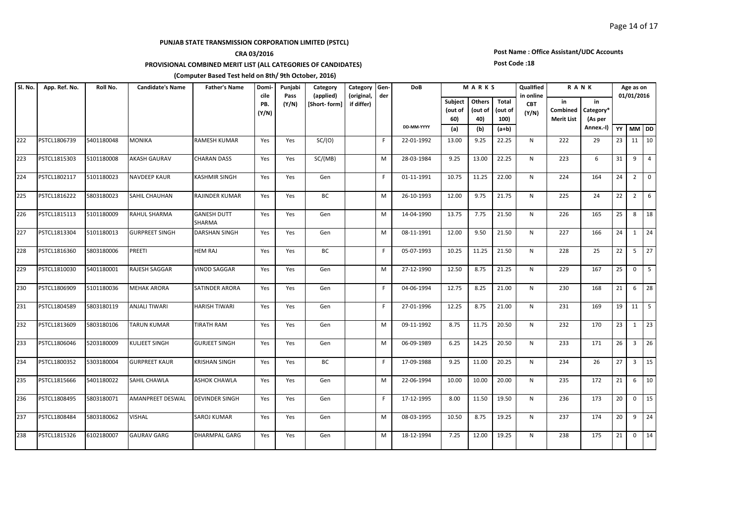**PUNJAB STATE TRANSMISSION CORPORATION LIMITED (PSTCL)**

**CRA 03/2016**

**PROVISIONAL COMBINED MERIT LIST (ALL CATEGORIES OF CANDIDATES)**

**(Computer Based Test held on 8th/ 9th October, 2016)**

**Post Name : Office Assistant/UDC Accounts**

**Post Code :18**

| Sl. No. | App. Ref. No. | Roll No. | Candidate's Name | Father's Name | Domicile PB. (Y/N) | Punjabi Pass (Y/N) | Category (applied) [Short- form] | Category (original, if differ) | Gender | DoB | MARKS | | | Quallfied in online CBT (Y/N) | RANK | | Age as on 01/01/2016 | | |
|---|---|---|---|---|---|---|---|---|---|---|---|---|---|---|---|---|---|---|---|
| | | | | | | | | | | DD-MM-YYYY | Subject (out of 60) (a) | Others (out of 40) (b) | Total (out of 100) (a+b) | | in Combined Merit List | in Category* (As per Annex.-I) | YY | MM | DD |
| 222 | PSTCL1806739 | 5401180048 | MONIKA | RAMESH KUMAR | Yes | Yes | SC/(O) | | F | 22-01-1992 | 13.00 | 9.25 | 22.25 | N | 222 | 29 | 23 | 11 | 10 |
| 223 | PSTCL1815303 | 5101180008 | AKASH GAURAV | CHARAN DASS | Yes | Yes | SC/(MB) | | M | 28-03-1984 | 9.25 | 13.00 | 22.25 | N | 223 | 6 | 31 | 9 | 4 |
| 224 | PSTCL1802117 | 5101180023 | NAVDEEP KAUR | KASHMIR SINGH | Yes | Yes | Gen | | F | 01-11-1991 | 10.75 | 11.25 | 22.00 | N | 224 | 164 | 24 | 2 | 0 |
| 225 | PSTCL1816222 | 5803180023 | SAHIL CHAUHAN | RAJINDER KUMAR | Yes | Yes | BC | | M | 26-10-1993 | 12.00 | 9.75 | 21.75 | N | 225 | 24 | 22 | 2 | 6 |
| 226 | PSTCL1815113 | 5101180009 | RAHUL SHARMA | GANESH DUTT SHARMA | Yes | Yes | Gen | | M | 14-04-1990 | 13.75 | 7.75 | 21.50 | N | 226 | 165 | 25 | 8 | 18 |
| 227 | PSTCL1813304 | 5101180013 | GURPREET SINGH | DARSHAN SINGH | Yes | Yes | Gen | | M | 08-11-1991 | 12.00 | 9.50 | 21.50 | N | 227 | 166 | 24 | 1 | 24 |
| 228 | PSTCL1816360 | 5803180006 | PREETI | HEM RAJ | Yes | Yes | BC | | F | 05-07-1993 | 10.25 | 11.25 | 21.50 | N | 228 | 25 | 22 | 5 | 27 |
| 229 | PSTCL1810030 | 5401180001 | RAJESH SAGGAR | VINOD SAGGAR | Yes | Yes | Gen | | M | 27-12-1990 | 12.50 | 8.75 | 21.25 | N | 229 | 167 | 25 | 0 | 5 |
| 230 | PSTCL1806909 | 5101180036 | MEHAK ARORA | SATINDER ARORA | Yes | Yes | Gen | | F | 04-06-1994 | 12.75 | 8.25 | 21.00 | N | 230 | 168 | 21 | 6 | 28 |
| 231 | PSTCL1804589 | 5803180119 | ANJALI TIWARI | HARISH TIWARI | Yes | Yes | Gen | | F | 27-01-1996 | 12.25 | 8.75 | 21.00 | N | 231 | 169 | 19 | 11 | 5 |
| 232 | PSTCL1813609 | 5803180106 | TARUN KUMAR | TIRATH RAM | Yes | Yes | Gen | | M | 09-11-1992 | 8.75 | 11.75 | 20.50 | N | 232 | 170 | 23 | 1 | 23 |
| 233 | PSTCL1806046 | 5203180009 | KULJEET SINGH | GURJEET SINGH | Yes | Yes | Gen | | M | 06-09-1989 | 6.25 | 14.25 | 20.50 | N | 233 | 171 | 26 | 3 | 26 |
| 234 | PSTCL1800352 | 5303180004 | GURPREET KAUR | KRISHAN SINGH | Yes | Yes | BC | | F | 17-09-1988 | 9.25 | 11.00 | 20.25 | N | 234 | 26 | 27 | 3 | 15 |
| 235 | PSTCL1815666 | 5401180022 | SAHIL CHAWLA | ASHOK CHAWLA | Yes | Yes | Gen | | M | 22-06-1994 | 10.00 | 10.00 | 20.00 | N | 235 | 172 | 21 | 6 | 10 |
| 236 | PSTCL1808495 | 5803180071 | AMANPREET DESWAL | DEVINDER SINGH | Yes | Yes | Gen | | F | 17-12-1995 | 8.00 | 11.50 | 19.50 | N | 236 | 173 | 20 | 0 | 15 |
| 237 | PSTCL1808484 | 5803180062 | VISHAL | SAROJ KUMAR | Yes | Yes | Gen | | M | 08-03-1995 | 10.50 | 8.75 | 19.25 | N | 237 | 174 | 20 | 9 | 24 |
| 238 | PSTCL1815326 | 6102180007 | GAURAV GARG | DHARMPAL GARG | Yes | Yes | Gen | | M | 18-12-1994 | 7.25 | 12.00 | 19.25 | N | 238 | 175 | 21 | 0 | 14 |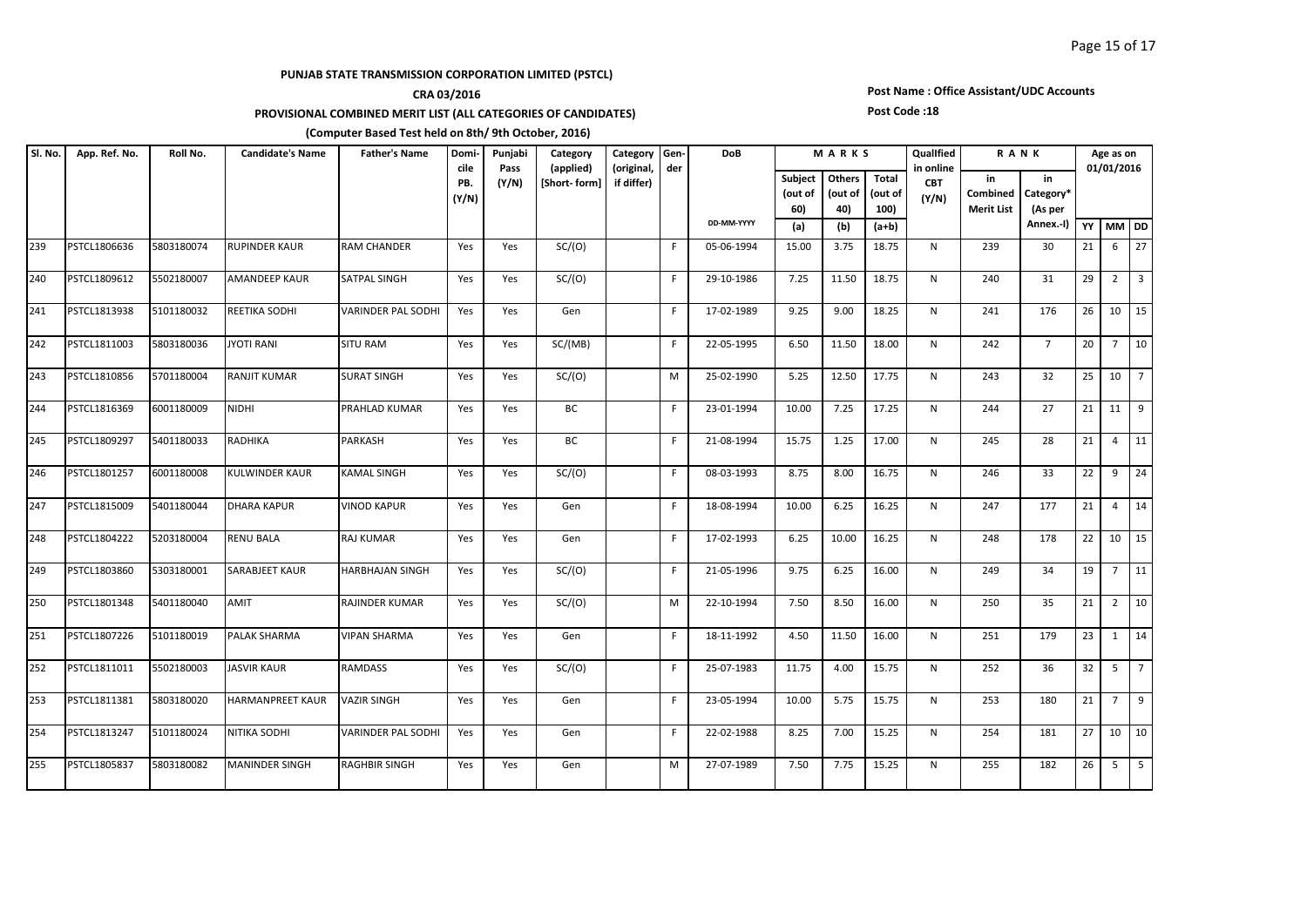**PUNJAB STATE TRANSMISSION CORPORATION LIMITED (PSTCL)**

**CRA 03/2016**

**PROVISIONAL COMBINED MERIT LIST (ALL CATEGORIES OF CANDIDATES)**

**(Computer Based Test held on 8th/ 9th October, 2016)**

**Post Name : Office Assistant/UDC Accounts**

**Post Code :18**

| Sl. No. | App. Ref. No. | Roll No. | Candidate's Name | Father's Name | Domicile PB. (Y/N) | Punjabi Pass (Y/N) | Category (applied) [Short- form] | Category (original, if differ) | Gender | DoB | MARKS | | | Qualified in online CBT (Y/N) | RANK | | Age as on 01/01/2016 | | |
|---|---|---|---|---|---|---|---|---|---|---|---|---|---|---|---|---|---|---|---|
| | | | | | | | | | | DD-MM-YYYY | Subject (out of 60) (a) | Others (out of 40) (b) | Total (out of 100) (a+b) | | in Combined Merit List | in Category* (As per Annex.-I) | YY | MM | DD |
| 239 | PSTCL1806636 | 5803180074 | RUPINDER KAUR | RAM CHANDER | Yes | Yes | SC/(O) | | F | 05-06-1994 | 15.00 | 3.75 | 18.75 | N | 239 | 30 | 21 | 6 | 27 |
| 240 | PSTCL1809612 | 5502180007 | AMANDEEP KAUR | SATPAL SINGH | Yes | Yes | SC/(O) | | F | 29-10-1986 | 7.25 | 11.50 | 18.75 | N | 240 | 31 | 29 | 2 | 3 |
| 241 | PSTCL1813938 | 5101180032 | REETIKA SODHI | VARINDER PAL SODHI | Yes | Yes | Gen | | F | 17-02-1989 | 9.25 | 9.00 | 18.25 | N | 241 | 176 | 26 | 10 | 15 |
| 242 | PSTCL1811003 | 5803180036 | JYOTI RANI | SITU RAM | Yes | Yes | SC/(MB) | | F | 22-05-1995 | 6.50 | 11.50 | 18.00 | N | 242 | 7 | 20 | 7 | 10 |
| 243 | PSTCL1810856 | 5701180004 | RANJIT KUMAR | SURAT SINGH | Yes | Yes | SC/(O) | | M | 25-02-1990 | 5.25 | 12.50 | 17.75 | N | 243 | 32 | 25 | 10 | 7 |
| 244 | PSTCL1816369 | 6001180009 | NIDHI | PRAHLAD KUMAR | Yes | Yes | BC | | F | 23-01-1994 | 10.00 | 7.25 | 17.25 | N | 244 | 27 | 21 | 11 | 9 |
| 245 | PSTCL1809297 | 5401180033 | RADHIKA | PARKASH | Yes | Yes | BC | | F | 21-08-1994 | 15.75 | 1.25 | 17.00 | N | 245 | 28 | 21 | 4 | 11 |
| 246 | PSTCL1801257 | 6001180008 | KULWINDER KAUR | KAMAL SINGH | Yes | Yes | SC/(O) | | F | 08-03-1993 | 8.75 | 8.00 | 16.75 | N | 246 | 33 | 22 | 9 | 24 |
| 247 | PSTCL1815009 | 5401180044 | DHARA KAPUR | VINOD KAPUR | Yes | Yes | Gen | | F | 18-08-1994 | 10.00 | 6.25 | 16.25 | N | 247 | 177 | 21 | 4 | 14 |
| 248 | PSTCL1804222 | 5203180004 | RENU BALA | RAJ KUMAR | Yes | Yes | Gen | | F | 17-02-1993 | 6.25 | 10.00 | 16.25 | N | 248 | 178 | 22 | 10 | 15 |
| 249 | PSTCL1803860 | 5303180001 | SARABJEET KAUR | HARBHAJAN SINGH | Yes | Yes | SC/(O) | | F | 21-05-1996 | 9.75 | 6.25 | 16.00 | N | 249 | 34 | 19 | 7 | 11 |
| 250 | PSTCL1801348 | 5401180040 | AMIT | RAJINDER KUMAR | Yes | Yes | SC/(O) | | M | 22-10-1994 | 7.50 | 8.50 | 16.00 | N | 250 | 35 | 21 | 2 | 10 |
| 251 | PSTCL1807226 | 5101180019 | PALAK SHARMA | VIPAN SHARMA | Yes | Yes | Gen | | F | 18-11-1992 | 4.50 | 11.50 | 16.00 | N | 251 | 179 | 23 | 1 | 14 |
| 252 | PSTCL1811011 | 5502180003 | JASVIR KAUR | RAMDASS | Yes | Yes | SC/(O) | | F | 25-07-1983 | 11.75 | 4.00 | 15.75 | N | 252 | 36 | 32 | 5 | 7 |
| 253 | PSTCL1811381 | 5803180020 | HARMANPREET KAUR | VAZIR SINGH | Yes | Yes | Gen | | F | 23-05-1994 | 10.00 | 5.75 | 15.75 | N | 253 | 180 | 21 | 7 | 9 |
| 254 | PSTCL1813247 | 5101180024 | NITIKA SODHI | VARINDER PAL SODHI | Yes | Yes | Gen | | F | 22-02-1988 | 8.25 | 7.00 | 15.25 | N | 254 | 181 | 27 | 10 | 10 |
| 255 | PSTCL1805837 | 5803180082 | MANINDER SINGH | RAGHBIR SINGH | Yes | Yes | Gen | | M | 27-07-1989 | 7.50 | 7.75 | 15.25 | N | 255 | 182 | 26 | 5 | 5 |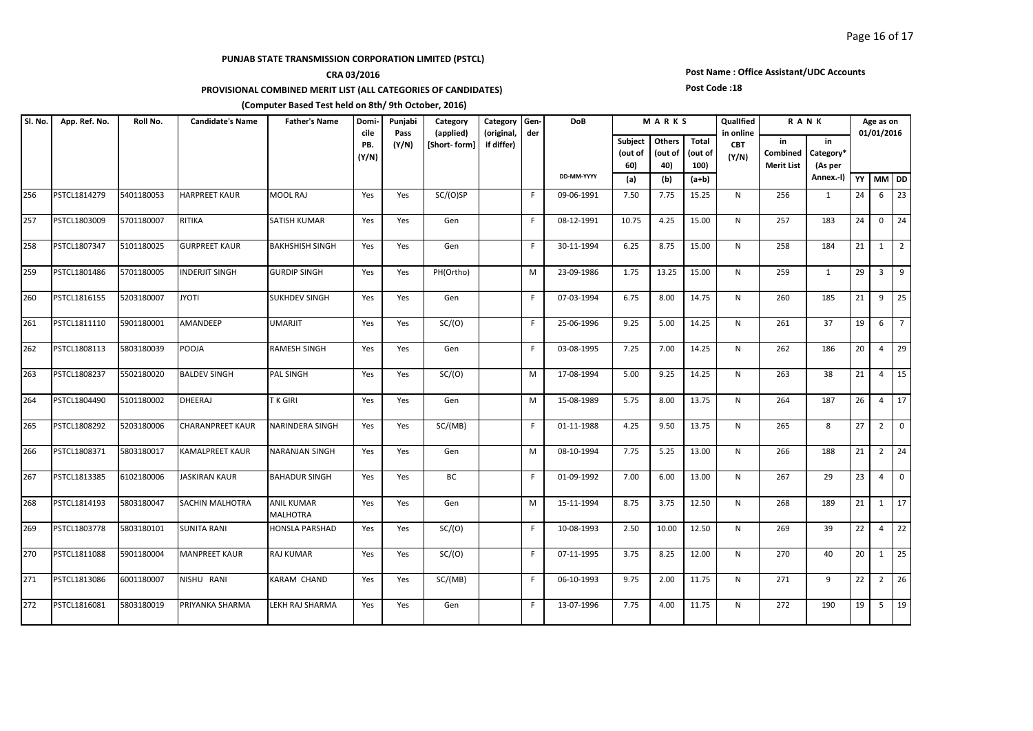**PUNJAB STATE TRANSMISSION CORPORATION LIMITED (PSTCL)**

**CRA 03/2016**

**PROVISIONAL COMBINED MERIT LIST (ALL CATEGORIES OF CANDIDATES)**

**(Computer Based Test held on 8th/ 9th October, 2016)**

**Post Name : Office Assistant/UDC Accounts**

**Post Code :18**

| Sl. No. | App. Ref. No. | Roll No. | Candidate's Name | Father's Name | Domicile PB. (Y/N) | Punjabi Pass (Y/N) | Category (applied) [Short- form] | Category (original, if differ) | Gender | DoB | MARKS | | | Qualified in online CBT (Y/N) | RANK | | Age as on 01/01/2016 | | |
|---|---|---|---|---|---|---|---|---|---|---|---|---|---|---|---|---|---|---|---|
| | | | | | | | | | | DD-MM-YYYY | Subject (out of 60) (a) | Others (out of 40) (b) | Total (out of 100) (a+b) | | in Combined Merit List | in Category* (As per Annex.-I) | YY | MM | DD |
| 256 | PSTCL1814279 | 5401180053 | HARPREET KAUR | MOOL RAJ | Yes | Yes | SC/(O)SP | | F | 09-06-1991 | 7.50 | 7.75 | 15.25 | N | 256 | 1 | 24 | 6 | 23 |
| 257 | PSTCL1803009 | 5701180007 | RITIKA | SATISH KUMAR | Yes | Yes | Gen | | F | 08-12-1991 | 10.75 | 4.25 | 15.00 | N | 257 | 183 | 24 | 0 | 24 |
| 258 | PSTCL1807347 | 5101180025 | GURPREET KAUR | BAKHSHISH SINGH | Yes | Yes | Gen | | F | 30-11-1994 | 6.25 | 8.75 | 15.00 | N | 258 | 184 | 21 | 1 | 2 |
| 259 | PSTCL1801486 | 5701180005 | INDERJIT SINGH | GURDIP SINGH | Yes | Yes | PH(Ortho) | | M | 23-09-1986 | 1.75 | 13.25 | 15.00 | N | 259 | 1 | 29 | 3 | 9 |
| 260 | PSTCL1816155 | 5203180007 | JYOTI | SUKHDEV SINGH | Yes | Yes | Gen | | F | 07-03-1994 | 6.75 | 8.00 | 14.75 | N | 260 | 185 | 21 | 9 | 25 |
| 261 | PSTCL1811110 | 5901180001 | AMANDEEP | UMARJIT | Yes | Yes | SC/(O) | | F | 25-06-1996 | 9.25 | 5.00 | 14.25 | N | 261 | 37 | 19 | 6 | 7 |
| 262 | PSTCL1808113 | 5803180039 | POOJA | RAMESH SINGH | Yes | Yes | Gen | | F | 03-08-1995 | 7.25 | 7.00 | 14.25 | N | 262 | 186 | 20 | 4 | 29 |
| 263 | PSTCL1808237 | 5502180020 | BALDEV SINGH | PAL SINGH | Yes | Yes | SC/(O) | | M | 17-08-1994 | 5.00 | 9.25 | 14.25 | N | 263 | 38 | 21 | 4 | 15 |
| 264 | PSTCL1804490 | 5101180002 | DHEERAJ | T K GIRI | Yes | Yes | Gen | | M | 15-08-1989 | 5.75 | 8.00 | 13.75 | N | 264 | 187 | 26 | 4 | 17 |
| 265 | PSTCL1808292 | 5203180006 | CHARANPREET KAUR | NARINDERA SINGH | Yes | Yes | SC/(MB) | | F | 01-11-1988 | 4.25 | 9.50 | 13.75 | N | 265 | 8 | 27 | 2 | 0 |
| 266 | PSTCL1808371 | 5803180017 | KAMALPREET KAUR | NARANJAN SINGH | Yes | Yes | Gen | | M | 08-10-1994 | 7.75 | 5.25 | 13.00 | N | 266 | 188 | 21 | 2 | 24 |
| 267 | PSTCL1813385 | 6102180006 | JASKIRAN KAUR | BAHADUR SINGH | Yes | Yes | BC | | F | 01-09-1992 | 7.00 | 6.00 | 13.00 | N | 267 | 29 | 23 | 4 | 0 |
| 268 | PSTCL1814193 | 5803180047 | SACHIN MALHOTRA | ANIL KUMAR MALHOTRA | Yes | Yes | Gen | | M | 15-11-1994 | 8.75 | 3.75 | 12.50 | N | 268 | 189 | 21 | 1 | 17 |
| 269 | PSTCL1803778 | 5803180101 | SUNITA RANI | HONSLA PARSHAD | Yes | Yes | SC/(O) | | F | 10-08-1993 | 2.50 | 10.00 | 12.50 | N | 269 | 39 | 22 | 4 | 22 |
| 270 | PSTCL1811088 | 5901180004 | MANPREET KAUR | RAJ KUMAR | Yes | Yes | SC/(O) | | F | 07-11-1995 | 3.75 | 8.25 | 12.00 | N | 270 | 40 | 20 | 1 | 25 |
| 271 | PSTCL1813086 | 6001180007 | NISHU RANI | KARAM CHAND | Yes | Yes | SC/(MB) | | F | 06-10-1993 | 9.75 | 2.00 | 11.75 | N | 271 | 9 | 22 | 2 | 26 |
| 272 | PSTCL1816081 | 5803180019 | PRIYANKA SHARMA | LEKH RAJ SHARMA | Yes | Yes | Gen | | F | 13-07-1996 | 7.75 | 4.00 | 11.75 | N | 272 | 190 | 19 | 5 | 19 |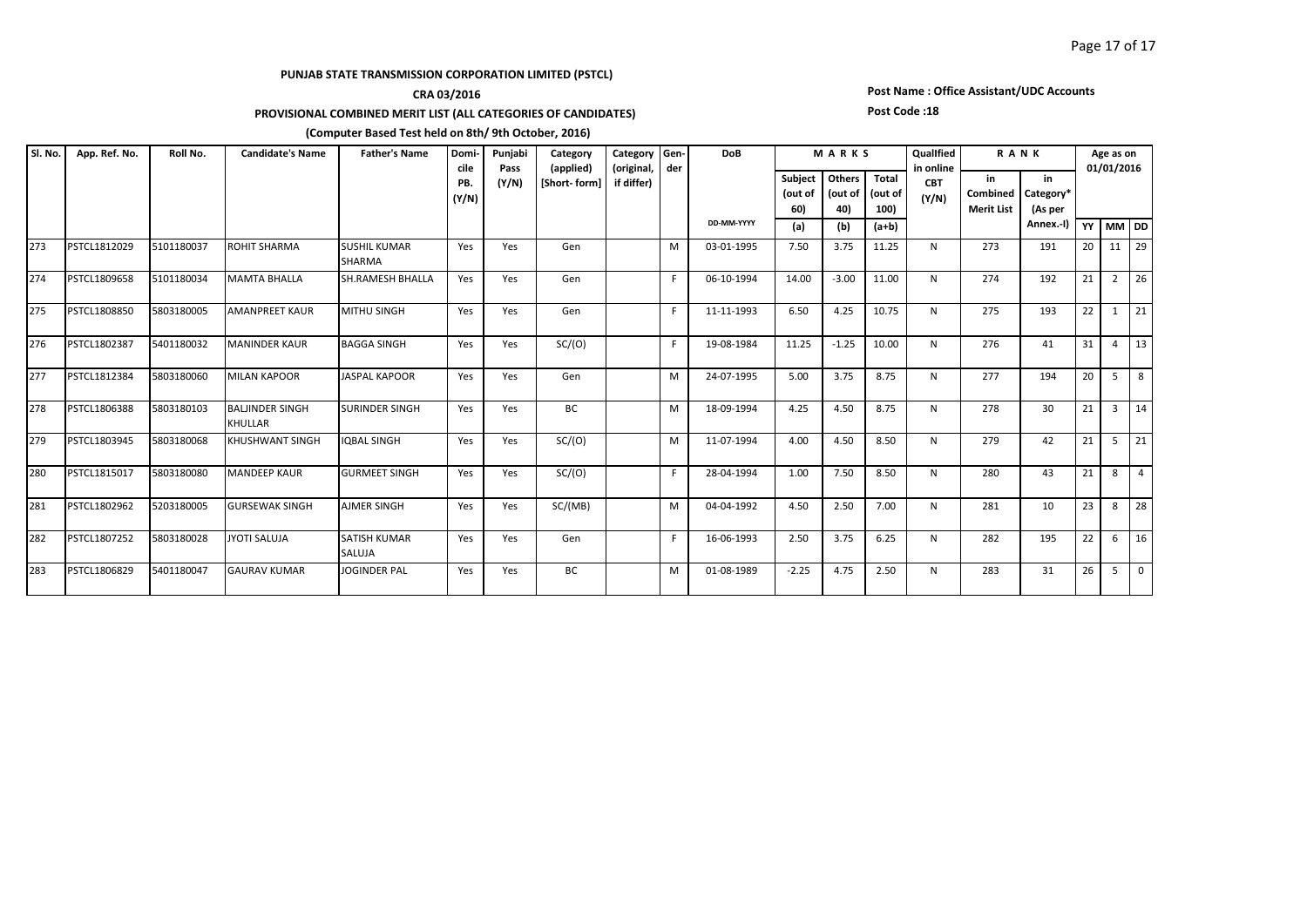**PUNJAB STATE TRANSMISSION CORPORATION LIMITED (PSTCL)**

**CRA 03/2016**

**PROVISIONAL COMBINED MERIT LIST (ALL CATEGORIES OF CANDIDATES)**

**(Computer Based Test held on 8th/ 9th October, 2016)**

**Post Name : Office Assistant/UDC Accounts**

**Post Code :18**

| Sl. No. | App. Ref. No. | Roll No. | Candidate's Name | Father's Name | Domicile PB. (Y/N) | Punjabi Pass (Y/N) | Category (applied) [Short- form] | Category (original, if differ) | Gender | DoB | MARKS | | | Qualified in online CBT (Y/N) | RANK | | Age as on 01/01/2016 | | |
|---|---|---|---|---|---|---|---|---|---|---|---|---|---|---|---|---|---|---|---|
| | | | | | | | | | | DD-MM-YYYY | Subject (out of 60) (a) | Others (out of 40) (b) | Total (out of 100) (a+b) | | in Combined Merit List | in Category* (As per Annex.-I) | YY | MM | DD |
| 273 | PSTCL1812029 | 5101180037 | ROHIT SHARMA | SUSHIL KUMAR SHARMA | Yes | Yes | Gen | | M | 03-01-1995 | 7.50 | 3.75 | 11.25 | N | 273 | 191 | 20 | 11 | 29 |
| 274 | PSTCL1809658 | 5101180034 | MAMTA BHALLA | SH.RAMESH BHALLA | Yes | Yes | Gen | | F | 06-10-1994 | 14.00 | -3.00 | 11.00 | N | 274 | 192 | 21 | 2 | 26 |
| 275 | PSTCL1808850 | 5803180005 | AMANPREET KAUR | MITHU SINGH | Yes | Yes | Gen | | F | 11-11-1993 | 6.50 | 4.25 | 10.75 | N | 275 | 193 | 22 | 1 | 21 |
| 276 | PSTCL1802387 | 5401180032 | MANINDER KAUR | BAGGA SINGH | Yes | Yes | SC/(O) | | F | 19-08-1984 | 11.25 | -1.25 | 10.00 | N | 276 | 41 | 31 | 4 | 13 |
| 277 | PSTCL1812384 | 5803180060 | MILAN KAPOOR | JASPAL KAPOOR | Yes | Yes | Gen | | M | 24-07-1995 | 5.00 | 3.75 | 8.75 | N | 277 | 194 | 20 | 5 | 8 |
| 278 | PSTCL1806388 | 5803180103 | BALJINDER SINGH KHULLAR | SURINDER SINGH | Yes | Yes | BC | | M | 18-09-1994 | 4.25 | 4.50 | 8.75 | N | 278 | 30 | 21 | 3 | 14 |
| 279 | PSTCL1803945 | 5803180068 | KHUSHWANT SINGH | IQBAL SINGH | Yes | Yes | SC/(O) | | M | 11-07-1994 | 4.00 | 4.50 | 8.50 | N | 279 | 42 | 21 | 5 | 21 |
| 280 | PSTCL1815017 | 5803180080 | MANDEEP KAUR | GURMEET SINGH | Yes | Yes | SC/(O) | | F | 28-04-1994 | 1.00 | 7.50 | 8.50 | N | 280 | 43 | 21 | 8 | 4 |
| 281 | PSTCL1802962 | 5203180005 | GURSEWAK SINGH | AJMER SINGH | Yes | Yes | SC/(MB) | | M | 04-04-1992 | 4.50 | 2.50 | 7.00 | N | 281 | 10 | 23 | 8 | 28 |
| 282 | PSTCL1807252 | 5803180028 | JYOTI SALUJA | SATISH KUMAR SALUJA | Yes | Yes | Gen | | F | 16-06-1993 | 2.50 | 3.75 | 6.25 | N | 282 | 195 | 22 | 6 | 16 |
| 283 | PSTCL1806829 | 5401180047 | GAURAV KUMAR | JOGINDER PAL | Yes | Yes | BC | | M | 01-08-1989 | -2.25 | 4.75 | 2.50 | N | 283 | 31 | 26 | 5 | 0 |